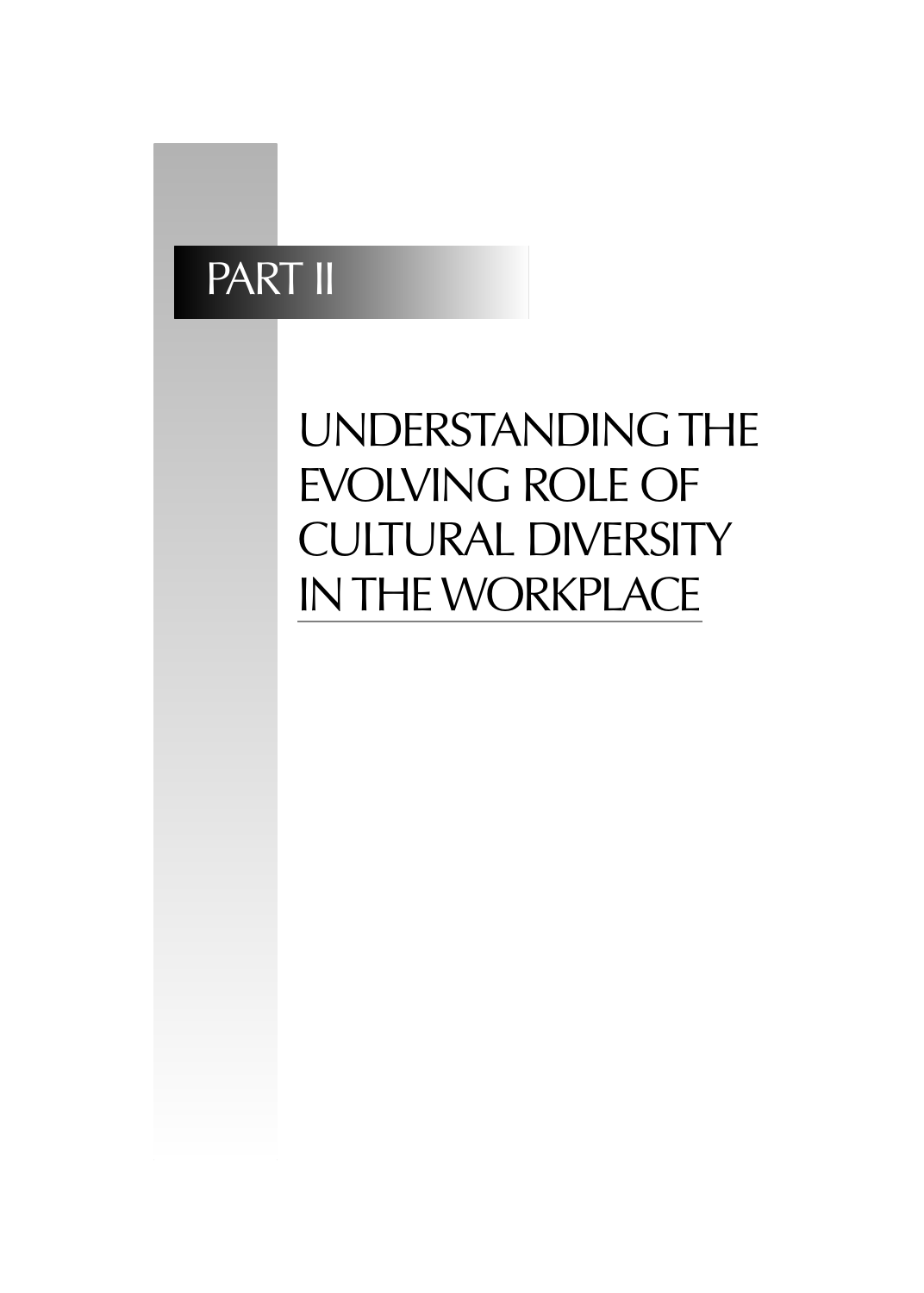# PART II

# UNDERSTANDING THE EVOLVING ROLE OF CULTURAL DIVERSITY IN THE WORKPLACE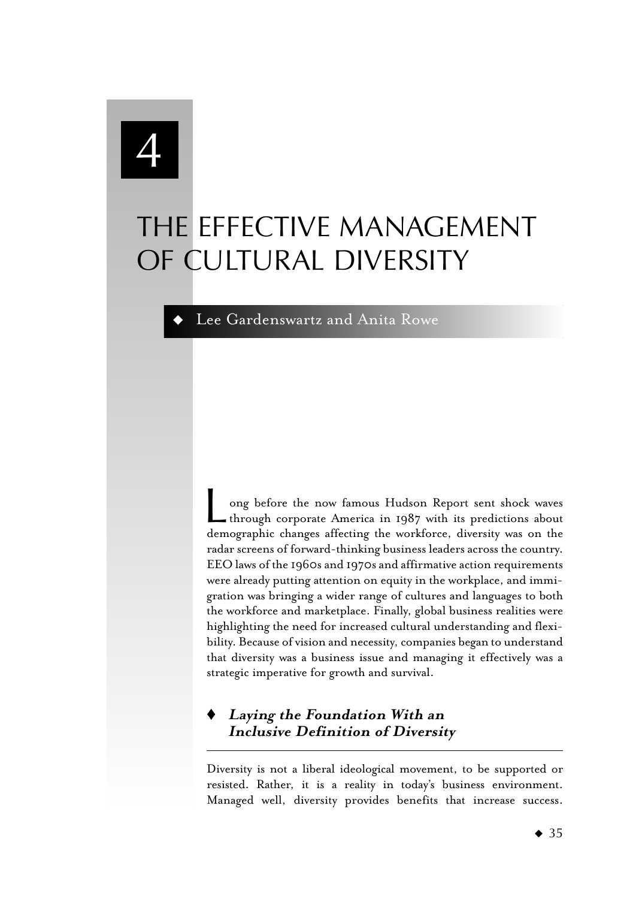# 4

# THE EFFECTIVE MANAGEMENT OF CULTURAL DIVERSITY

◆ Lee Gardenswartz and Anita Rowe

Long before the now famous Hudson Report sent shock waves through corporate America in 1987 with its predictions about demographic changes affecting the workforce, diversity was on the radar screens of forward-thinking business leaders across the country. EEO laws of the 1960s and 1970s and affirmative action requirements were already putting attention on equity in the workplace, and immigration was bringing a wider range of cultures and languages to both the workforce and marketplace. Finally, global business realities were highlighting the need for increased cultural understanding and flexibility. Because of vision and necessity, companies began to understand that diversity was a business issue and managing it effectively was a strategic imperative for growth and survival.

## ♦ *Laying the Foundation With an Inclusive Definition of Diversity*

Diversity is not a liberal ideological movement, to be supported or resisted. Rather, it is a reality in today's business environment. Managed well, diversity provides benefits that increase success.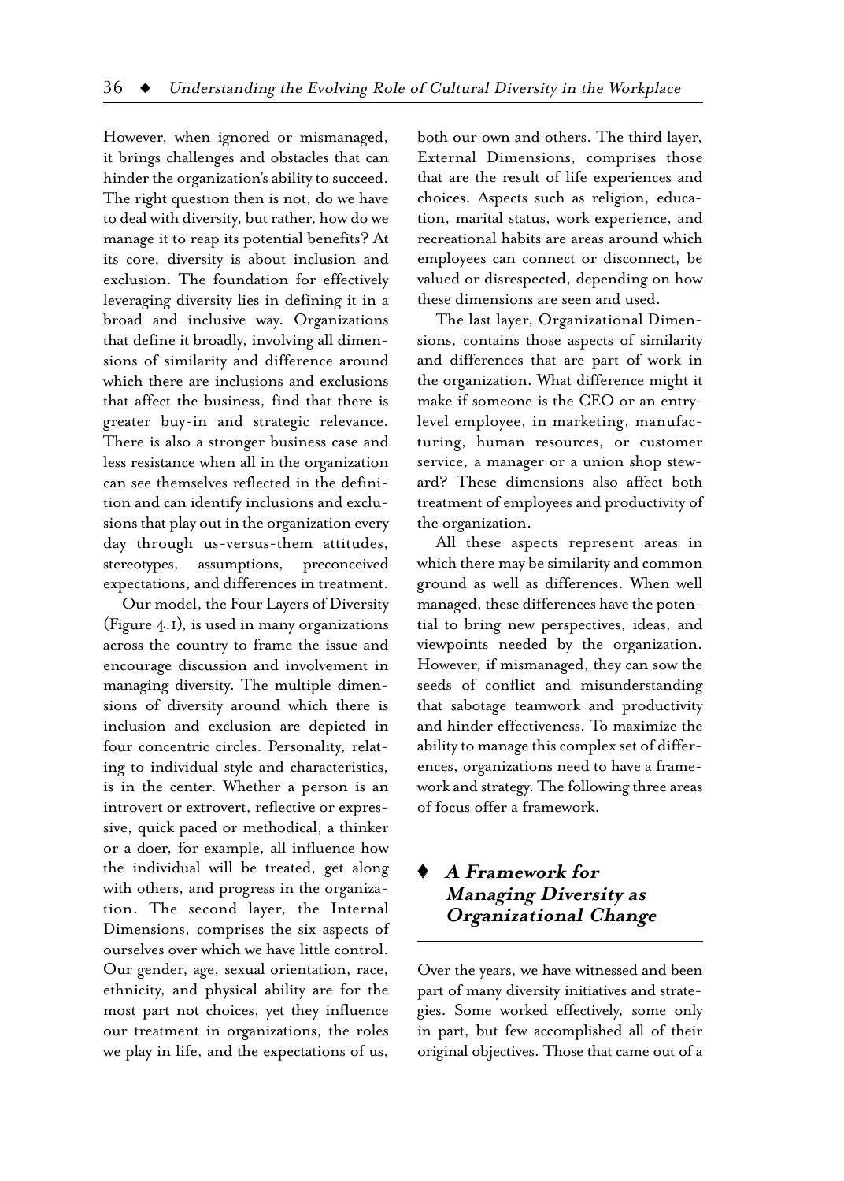However, when ignored or mismanaged, it brings challenges and obstacles that can hinder the organization's ability to succeed. The right question then is not, do we have to deal with diversity, but rather, how do we manage it to reap its potential benefits? At its core, diversity is about inclusion and exclusion. The foundation for effectively leveraging diversity lies in defining it in a broad and inclusive way. Organizations that define it broadly, involving all dimensions of similarity and difference around which there are inclusions and exclusions that affect the business, find that there is greater buy-in and strategic relevance. There is also a stronger business case and less resistance when all in the organization can see themselves reflected in the definition and can identify inclusions and exclusions that play out in the organization every day through us-versus-them attitudes, stereotypes, assumptions, preconceived expectations, and differences in treatment.

Our model, the Four Layers of Diversity (Figure 4.1), is used in many organizations across the country to frame the issue and encourage discussion and involvement in managing diversity. The multiple dimensions of diversity around which there is inclusion and exclusion are depicted in four concentric circles. Personality, relating to individual style and characteristics, is in the center. Whether a person is an introvert or extrovert, reflective or expressive, quick paced or methodical, a thinker or a doer, for example, all influence how the individual will be treated, get along with others, and progress in the organization. The second layer, the Internal Dimensions, comprises the six aspects of ourselves over which we have little control. Our gender, age, sexual orientation, race, ethnicity, and physical ability are for the most part not choices, yet they influence our treatment in organizations, the roles we play in life, and the expectations of us, both our own and others. The third layer, External Dimensions, comprises those that are the result of life experiences and choices. Aspects such as religion, education, marital status, work experience, and recreational habits are areas around which employees can connect or disconnect, be valued or disrespected, depending on how these dimensions are seen and used.

The last layer, Organizational Dimensions, contains those aspects of similarity and differences that are part of work in the organization. What difference might it make if someone is the CEO or an entry-level employee, in marketing, manufacturing, human resources, or customer service, a manager or a union shop steward? These dimensions also affect both treatment of employees and productivity of the organization.

All these aspects represent areas in which there may be similarity and common ground as well as differences. When well managed, these differences have the potential to bring new perspectives, ideas, and viewpoints needed by the organization. However, if mismanaged, they can sow the seeds of conflict and misunderstanding that sabotage teamwork and productivity and hinder effectiveness. To maximize the ability to manage this complex set of differences, organizations need to have a framework and strategy. The following three areas of focus offer a framework.

## ♦ *A Framework for Managing Diversity as Organizational Change*

Over the years, we have witnessed and been part of many diversity initiatives and strategies. Some worked effectively, some only in part, but few accomplished all of their original objectives. Those that came out of a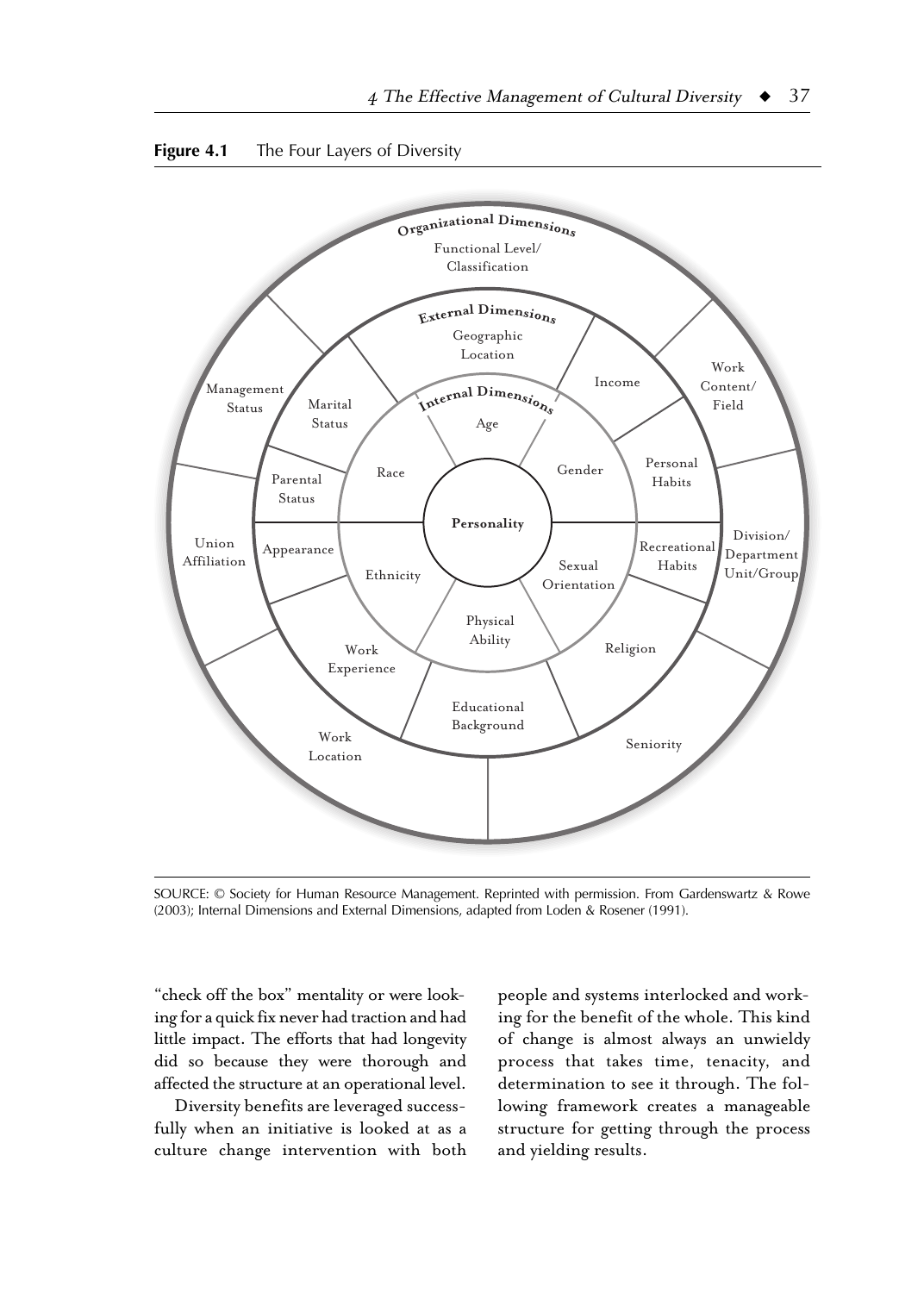**Figure 4.1** The Four Layers of Diversity

Organizational Dimensions

Functional Level/ Classification

Management Status

Union Affiliation

Work Location

Seniority

Division/ Department Unit/Group

Work Content/ Field

External Dimensions

Geographic Location

Income

Personal Habits

Recreational Habits

Religion

Educational Background

Work Experience

Appearance

Parental Status

Marital Status

Internal Dimensions

Age

Gender

Sexual Orientation

Physical Ability

Ethnicity

Race

Personality

SOURCE: © Society for Human Resource Management. Reprinted with permission. From Gardenswartz & Rowe (2003); Internal Dimensions and External Dimensions, adapted from Loden & Rosener (1991).

"check off the box" mentality or were looking for a quick fix never had traction and had little impact. The efforts that had longevity did so because they were thorough and affected the structure at an operational level.

Diversity benefits are leveraged successfully when an initiative is looked at as a culture change intervention with both people and systems interlocked and working for the benefit of the whole. This kind of change is almost always an unwieldy process that takes time, tenacity, and determination to see it through. The following framework creates a manageable structure for getting through the process and yielding results.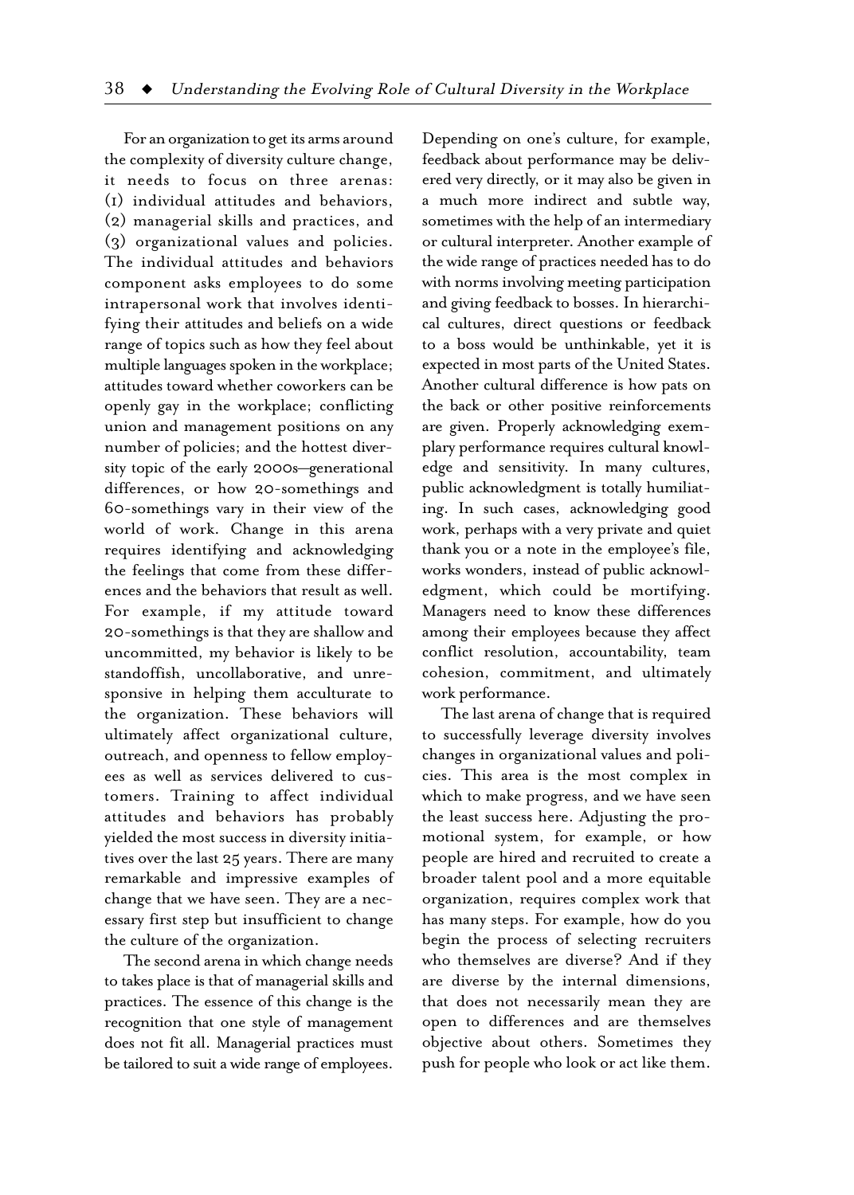For an organization to get its arms around the complexity of diversity culture change, it needs to focus on three arenas: (1) individual attitudes and behaviors, (2) managerial skills and practices, and (3) organizational values and policies. The individual attitudes and behaviors component asks employees to do some intrapersonal work that involves identifying their attitudes and beliefs on a wide range of topics such as how they feel about multiple languages spoken in the workplace; attitudes toward whether coworkers can be openly gay in the workplace; conflicting union and management positions on any number of policies; and the hottest diversity topic of the early 2000s—generational differences, or how 20-somethings and 60-somethings vary in their view of the world of work. Change in this arena requires identifying and acknowledging the feelings that come from these differences and the behaviors that result as well. For example, if my attitude toward 20-somethings is that they are shallow and uncommitted, my behavior is likely to be standoffish, uncollaborative, and unresponsive in helping them acculturate to the organization. These behaviors will ultimately affect organizational culture, outreach, and openness to fellow employees as well as services delivered to customers. Training to affect individual attitudes and behaviors has probably yielded the most success in diversity initiatives over the last 25 years. There are many remarkable and impressive examples of change that we have seen. They are a necessary first step but insufficient to change the culture of the organization.

The second arena in which change needs to takes place is that of managerial skills and practices. The essence of this change is the recognition that one style of management does not fit all. Managerial practices must be tailored to suit a wide range of employees. Depending on one's culture, for example, feedback about performance may be delivered very directly, or it may also be given in a much more indirect and subtle way, sometimes with the help of an intermediary or cultural interpreter. Another example of the wide range of practices needed has to do with norms involving meeting participation and giving feedback to bosses. In hierarchical cultures, direct questions or feedback to a boss would be unthinkable, yet it is expected in most parts of the United States. Another cultural difference is how pats on the back or other positive reinforcements are given. Properly acknowledging exemplary performance requires cultural knowledge and sensitivity. In many cultures, public acknowledgment is totally humiliating. In such cases, acknowledging good work, perhaps with a very private and quiet thank you or a note in the employee's file, works wonders, instead of public acknowledgment, which could be mortifying. Managers need to know these differences among their employees because they affect conflict resolution, accountability, team cohesion, commitment, and ultimately work performance.

The last arena of change that is required to successfully leverage diversity involves changes in organizational values and policies. This area is the most complex in which to make progress, and we have seen the least success here. Adjusting the promotional system, for example, or how people are hired and recruited to create a broader talent pool and a more equitable organization, requires complex work that has many steps. For example, how do you begin the process of selecting recruiters who themselves are diverse? And if they are diverse by the internal dimensions, that does not necessarily mean they are open to differences and are themselves objective about others. Sometimes they push for people who look or act like them.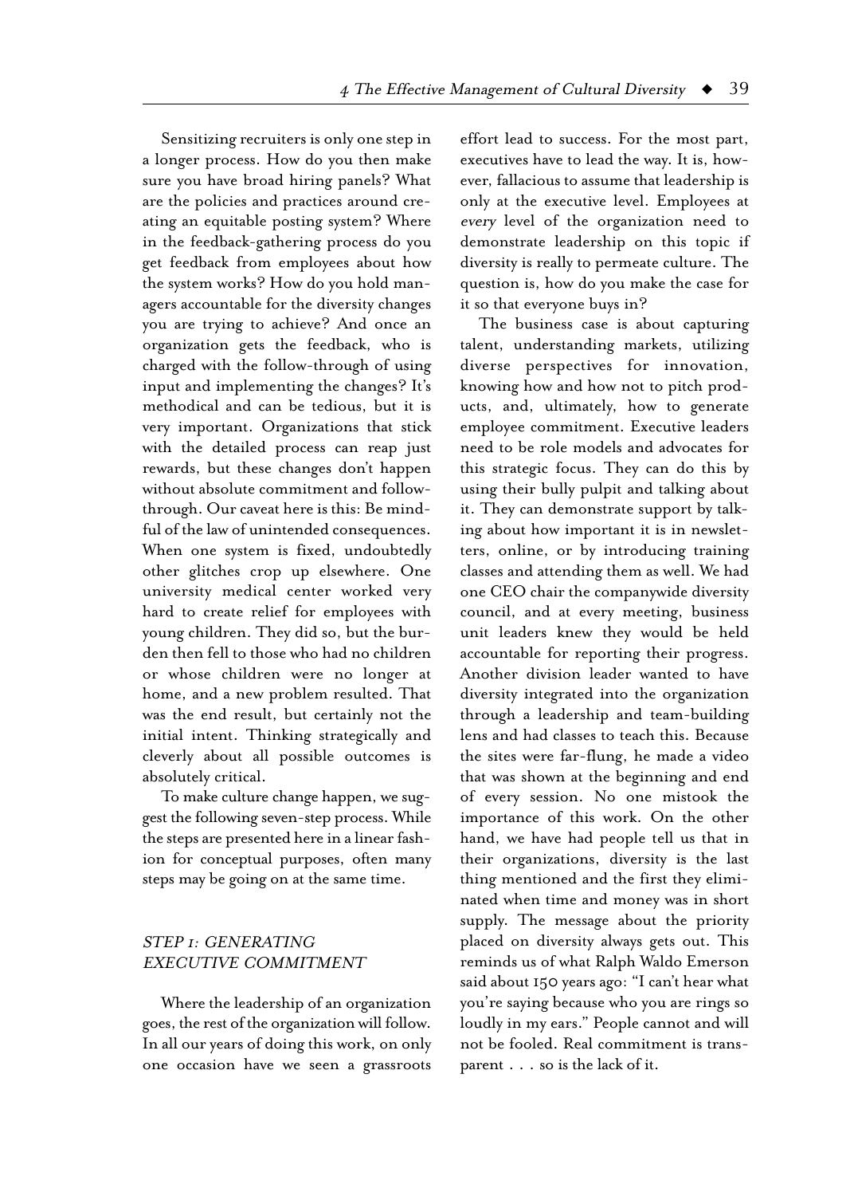Sensitizing recruiters is only one step in a longer process. How do you then make sure you have broad hiring panels? What are the policies and practices around creating an equitable posting system? Where in the feedback-gathering process do you get feedback from employees about how the system works? How do you hold managers accountable for the diversity changes you are trying to achieve? And once an organization gets the feedback, who is charged with the follow-through of using input and implementing the changes? It's methodical and can be tedious, but it is very important. Organizations that stick with the detailed process can reap just rewards, but these changes don't happen without absolute commitment and follow-through. Our caveat here is this: Be mindful of the law of unintended consequences. When one system is fixed, undoubtedly other glitches crop up elsewhere. One university medical center worked very hard to create relief for employees with young children. They did so, but the burden then fell to those who had no children or whose children were no longer at home, and a new problem resulted. That was the end result, but certainly not the initial intent. Thinking strategically and cleverly about all possible outcomes is absolutely critical.

To make culture change happen, we suggest the following seven-step process. While the steps are presented here in a linear fashion for conceptual purposes, often many steps may be going on at the same time.

## *STEP 1: GENERATING EXECUTIVE COMMITMENT*

Where the leadership of an organization goes, the rest of the organization will follow. In all our years of doing this work, on only one occasion have we seen a grassroots effort lead to success. For the most part, executives have to lead the way. It is, however, fallacious to assume that leadership is only at the executive level. Employees at *every* level of the organization need to demonstrate leadership on this topic if diversity is really to permeate culture. The question is, how do you make the case for it so that everyone buys in?

The business case is about capturing talent, understanding markets, utilizing diverse perspectives for innovation, knowing how and how not to pitch products, and, ultimately, how to generate employee commitment. Executive leaders need to be role models and advocates for this strategic focus. They can do this by using their bully pulpit and talking about it. They can demonstrate support by talking about how important it is in newsletters, online, or by introducing training classes and attending them as well. We had one CEO chair the companywide diversity council, and at every meeting, business unit leaders knew they would be held accountable for reporting their progress. Another division leader wanted to have diversity integrated into the organization through a leadership and team-building lens and had classes to teach this. Because the sites were far-flung, he made a video that was shown at the beginning and end of every session. No one mistook the importance of this work. On the other hand, we have had people tell us that in their organizations, diversity is the last thing mentioned and the first they eliminated when time and money was in short supply. The message about the priority placed on diversity always gets out. This reminds us of what Ralph Waldo Emerson said about 150 years ago: "I can't hear what you're saying because who you are rings so loudly in my ears." People cannot and will not be fooled. Real commitment is transparent . . . so is the lack of it.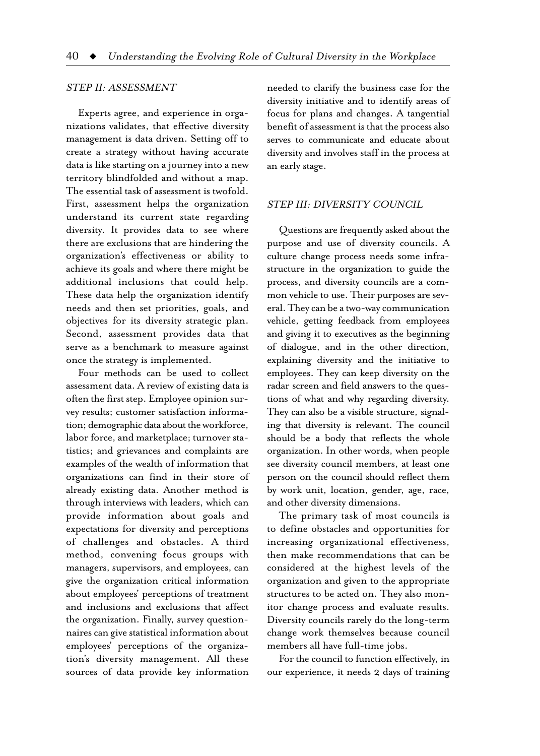### *STEP II: ASSESSMENT*

Experts agree, and experience in organizations validates, that effective diversity management is data driven. Setting off to create a strategy without having accurate data is like starting on a journey into a new territory blindfolded and without a map. The essential task of assessment is twofold. First, assessment helps the organization understand its current state regarding diversity. It provides data to see where there are exclusions that are hindering the organization's effectiveness or ability to achieve its goals and where there might be additional inclusions that could help. These data help the organization identify needs and then set priorities, goals, and objectives for its diversity strategic plan. Second, assessment provides data that serve as a benchmark to measure against once the strategy is implemented.

Four methods can be used to collect assessment data. A review of existing data is often the first step. Employee opinion survey results; customer satisfaction information; demographic data about the workforce, labor force, and marketplace; turnover statistics; and grievances and complaints are examples of the wealth of information that organizations can find in their store of already existing data. Another method is through interviews with leaders, which can provide information about goals and expectations for diversity and perceptions of challenges and obstacles. A third method, convening focus groups with managers, supervisors, and employees, can give the organization critical information about employees' perceptions of treatment and inclusions and exclusions that affect the organization. Finally, survey questionnaires can give statistical information about employees' perceptions of the organization's diversity management. All these sources of data provide key information needed to clarify the business case for the diversity initiative and to identify areas of focus for plans and changes. A tangential benefit of assessment is that the process also serves to communicate and educate about diversity and involves staff in the process at an early stage.

### *STEP III: DIVERSITY COUNCIL*

Questions are frequently asked about the purpose and use of diversity councils. A culture change process needs some infrastructure in the organization to guide the process, and diversity councils are a common vehicle to use. Their purposes are several. They can be a two-way communication vehicle, getting feedback from employees and giving it to executives as the beginning of dialogue, and in the other direction, explaining diversity and the initiative to employees. They can keep diversity on the radar screen and field answers to the questions of what and why regarding diversity. They can also be a visible structure, signaling that diversity is relevant. The council should be a body that reflects the whole organization. In other words, when people see diversity council members, at least one person on the council should reflect them by work unit, location, gender, age, race, and other diversity dimensions.

The primary task of most councils is to define obstacles and opportunities for increasing organizational effectiveness, then make recommendations that can be considered at the highest levels of the organization and given to the appropriate structures to be acted on. They also monitor change process and evaluate results. Diversity councils rarely do the long-term change work themselves because council members all have full-time jobs.

For the council to function effectively, in our experience, it needs 2 days of training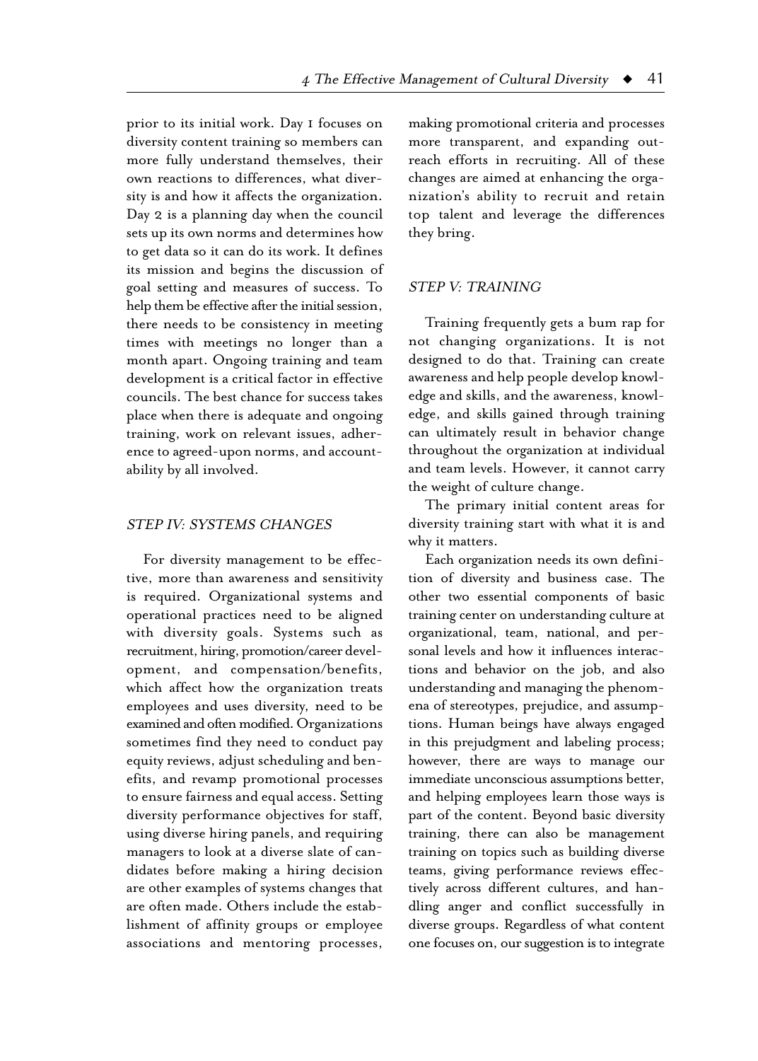prior to its initial work. Day 1 focuses on diversity content training so members can more fully understand themselves, their own reactions to differences, what diversity is and how it affects the organization. Day 2 is a planning day when the council sets up its own norms and determines how to get data so it can do its work. It defines its mission and begins the discussion of goal setting and measures of success. To help them be effective after the initial session, there needs to be consistency in meeting times with meetings no longer than a month apart. Ongoing training and team development is a critical factor in effective councils. The best chance for success takes place when there is adequate and ongoing training, work on relevant issues, adherence to agreed-upon norms, and accountability by all involved.

### *STEP IV: SYSTEMS CHANGES*

For diversity management to be effective, more than awareness and sensitivity is required. Organizational systems and operational practices need to be aligned with diversity goals. Systems such as recruitment, hiring, promotion/career development, and compensation/benefits, which affect how the organization treats employees and uses diversity, need to be examined and often modified. Organizations sometimes find they need to conduct pay equity reviews, adjust scheduling and benefits, and revamp promotional processes to ensure fairness and equal access. Setting diversity performance objectives for staff, using diverse hiring panels, and requiring managers to look at a diverse slate of candidates before making a hiring decision are other examples of systems changes that are often made. Others include the establishment of affinity groups or employee associations and mentoring processes, making promotional criteria and processes more transparent, and expanding outreach efforts in recruiting. All of these changes are aimed at enhancing the organization's ability to recruit and retain top talent and leverage the differences they bring.

### *STEP V: TRAINING*

Training frequently gets a bum rap for not changing organizations. It is not designed to do that. Training can create awareness and help people develop knowledge and skills, and the awareness, knowledge, and skills gained through training can ultimately result in behavior change throughout the organization at individual and team levels. However, it cannot carry the weight of culture change.

The primary initial content areas for diversity training start with what it is and why it matters.

Each organization needs its own definition of diversity and business case. The other two essential components of basic training center on understanding culture at organizational, team, national, and personal levels and how it influences interactions and behavior on the job, and also understanding and managing the phenomena of stereotypes, prejudice, and assumptions. Human beings have always engaged in this prejudgment and labeling process; however, there are ways to manage our immediate unconscious assumptions better, and helping employees learn those ways is part of the content. Beyond basic diversity training, there can also be management training on topics such as building diverse teams, giving performance reviews effectively across different cultures, and handling anger and conflict successfully in diverse groups. Regardless of what content one focuses on, our suggestion is to integrate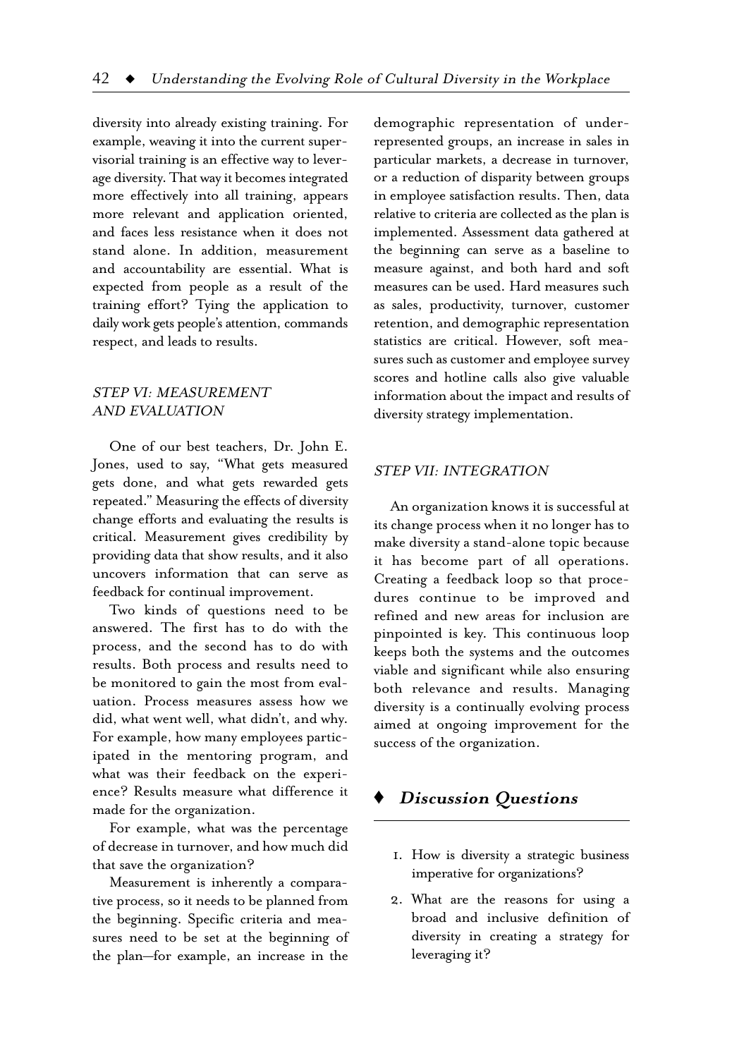diversity into already existing training. For example, weaving it into the current supervisorial training is an effective way to leverage diversity. That way it becomes integrated more effectively into all training, appears more relevant and application oriented, and faces less resistance when it does not stand alone. In addition, measurement and accountability are essential. What is expected from people as a result of the training effort? Tying the application to daily work gets people's attention, commands respect, and leads to results.

### *STEP VI: MEASUREMENT AND EVALUATION*

One of our best teachers, Dr. John E. Jones, used to say, "What gets measured gets done, and what gets rewarded gets repeated." Measuring the effects of diversity change efforts and evaluating the results is critical. Measurement gives credibility by providing data that show results, and it also uncovers information that can serve as feedback for continual improvement.

Two kinds of questions need to be answered. The first has to do with the process, and the second has to do with results. Both process and results need to be monitored to gain the most from evaluation. Process measures assess how we did, what went well, what didn't, and why. For example, how many employees participated in the mentoring program, and what was their feedback on the experience? Results measure what difference it made for the organization.

For example, what was the percentage of decrease in turnover, and how much did that save the organization?

Measurement is inherently a comparative process, so it needs to be planned from the beginning. Specific criteria and measures need to be set at the beginning of the plan—for example, an increase in the demographic representation of underrepresented groups, an increase in sales in particular markets, a decrease in turnover, or a reduction of disparity between groups in employee satisfaction results. Then, data relative to criteria are collected as the plan is implemented. Assessment data gathered at the beginning can serve as a baseline to measure against, and both hard and soft measures can be used. Hard measures such as sales, productivity, turnover, customer retention, and demographic representation statistics are critical. However, soft measures such as customer and employee survey scores and hotline calls also give valuable information about the impact and results of diversity strategy implementation.

### *STEP VII: INTEGRATION*

An organization knows it is successful at its change process when it no longer has to make diversity a stand-alone topic because it has become part of all operations. Creating a feedback loop so that procedures continue to be improved and refined and new areas for inclusion are pinpointed is key. This continuous loop keeps both the systems and the outcomes viable and significant while also ensuring both relevance and results. Managing diversity is a continually evolving process aimed at ongoing improvement for the success of the organization.

## ♦ *Discussion Questions*

1. How is diversity a strategic business imperative for organizations?
2. What are the reasons for using a broad and inclusive definition of diversity in creating a strategy for leveraging it?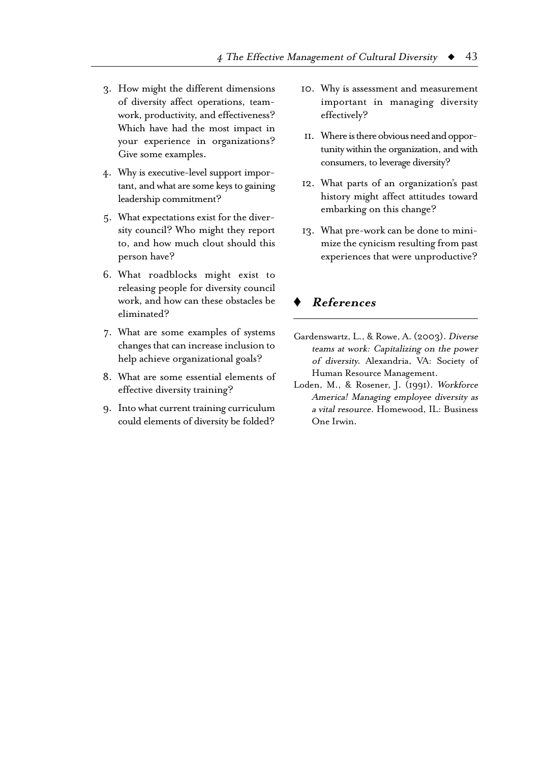3. How might the different dimensions of diversity affect operations, teamwork, productivity, and effectiveness? Which have had the most impact in your experience in organizations? Give some examples.
4. Why is executive-level support important, and what are some keys to gaining leadership commitment?
5. What expectations exist for the diversity council? Who might they report to, and how much clout should this person have?
6. What roadblocks might exist to releasing people for diversity council work, and how can these obstacles be eliminated?
7. What are some examples of systems changes that can increase inclusion to help achieve organizational goals?
8. What are some essential elements of effective diversity training?
9. Into what current training curriculum could elements of diversity be folded?
10. Why is assessment and measurement important in managing diversity effectively?
11. Where is there obvious need and opportunity within the organization, and with consumers, to leverage diversity?
12. What parts of an organization's past history might affect attitudes toward embarking on this change?
13. What pre-work can be done to minimize the cynicism resulting from past experiences that were unproductive?

## ♦ *References*

Gardenswartz, L., & Rowe, A. (2003). *Diverse teams at work: Capitalizing on the power of diversity.* Alexandria, VA: Society of Human Resource Management.

Loden, M., & Rosener, J. (1991). *Workforce America! Managing employee diversity as a vital resource.* Homewood, IL: Business One Irwin.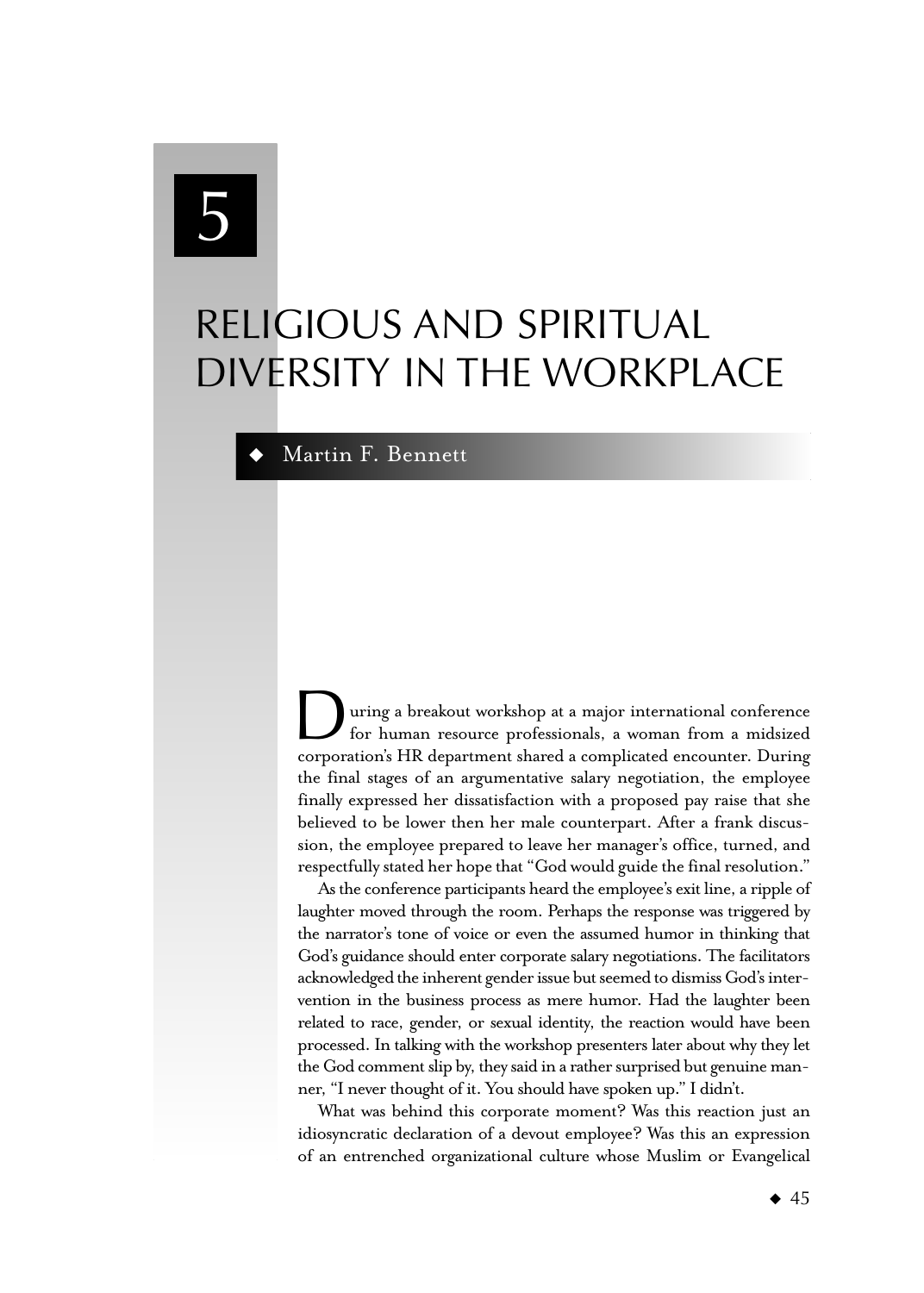# 5

# RELIGIOUS AND SPIRITUAL DIVERSITY IN THE WORKPLACE

◆ Martin F. Bennett

During a breakout workshop at a major international conference for human resource professionals, a woman from a midsized corporation's HR department shared a complicated encounter. During the final stages of an argumentative salary negotiation, the employee finally expressed her dissatisfaction with a proposed pay raise that she believed to be lower then her male counterpart. After a frank discussion, the employee prepared to leave her manager's office, turned, and respectfully stated her hope that "God would guide the final resolution."

As the conference participants heard the employee's exit line, a ripple of laughter moved through the room. Perhaps the response was triggered by the narrator's tone of voice or even the assumed humor in thinking that God's guidance should enter corporate salary negotiations. The facilitators acknowledged the inherent gender issue but seemed to dismiss God's intervention in the business process as mere humor. Had the laughter been related to race, gender, or sexual identity, the reaction would have been processed. In talking with the workshop presenters later about why they let the God comment slip by, they said in a rather surprised but genuine manner, "I never thought of it. You should have spoken up." I didn't.

What was behind this corporate moment? Was this reaction just an idiosyncratic declaration of a devout employee? Was this an expression of an entrenched organizational culture whose Muslim or Evangelical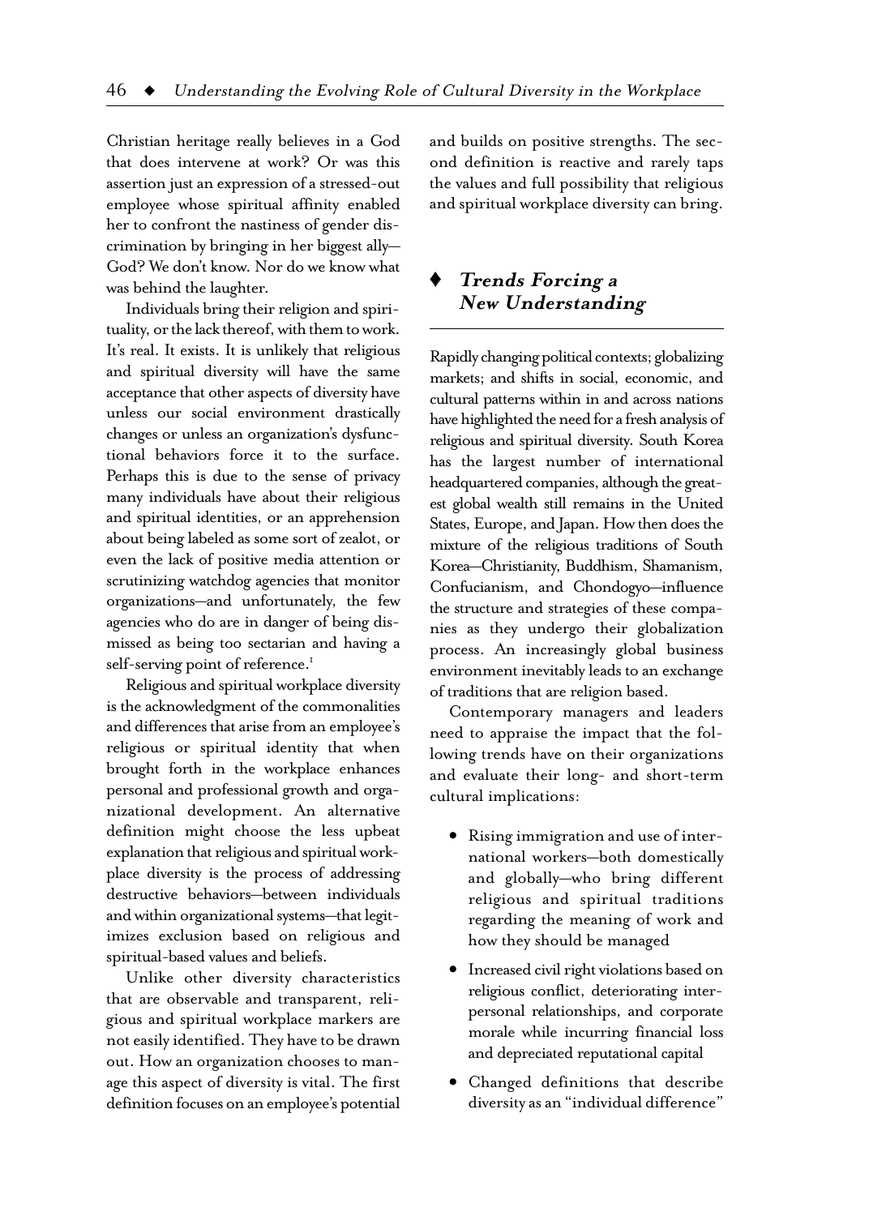Christian heritage really believes in a God that does intervene at work? Or was this assertion just an expression of a stressed-out employee whose spiritual affinity enabled her to confront the nastiness of gender discrimination by bringing in her biggest ally—God? We don't know. Nor do we know what was behind the laughter.

Individuals bring their religion and spirituality, or the lack thereof, with them to work. It's real. It exists. It is unlikely that religious and spiritual diversity will have the same acceptance that other aspects of diversity have unless our social environment drastically changes or unless an organization's dysfunctional behaviors force it to the surface. Perhaps this is due to the sense of privacy many individuals have about their religious and spiritual identities, or an apprehension about being labeled as some sort of zealot, or even the lack of positive media attention or scrutinizing watchdog agencies that monitor organizations—and unfortunately, the few agencies who do are in danger of being dismissed as being too sectarian and having a self-serving point of reference.[1]

Religious and spiritual workplace diversity is the acknowledgment of the commonalities and differences that arise from an employee's religious or spiritual identity that when brought forth in the workplace enhances personal and professional growth and organizational development. An alternative definition might choose the less upbeat explanation that religious and spiritual workplace diversity is the process of addressing destructive behaviors—between individuals and within organizational systems—that legitimizes exclusion based on religious and spiritual-based values and beliefs.

Unlike other diversity characteristics that are observable and transparent, religious and spiritual workplace markers are not easily identified. They have to be drawn out. How an organization chooses to manage this aspect of diversity is vital. The first definition focuses on an employee's potential and builds on positive strengths. The second definition is reactive and rarely taps the values and full possibility that religious and spiritual workplace diversity can bring.

## ♦ *Trends Forcing a New Understanding*

Rapidly changing political contexts; globalizing markets; and shifts in social, economic, and cultural patterns within in and across nations have highlighted the need for a fresh analysis of religious and spiritual diversity. South Korea has the largest number of international headquartered companies, although the greatest global wealth still remains in the United States, Europe, and Japan. How then does the mixture of the religious traditions of South Korea—Christianity, Buddhism, Shamanism, Confucianism, and Chondogyo—influence the structure and strategies of these companies as they undergo their globalization process. An increasingly global business environment inevitably leads to an exchange of traditions that are religion based.

Contemporary managers and leaders need to appraise the impact that the following trends have on their organizations and evaluate their long- and short-term cultural implications:

- Rising immigration and use of international workers—both domestically and globally—who bring different religious and spiritual traditions regarding the meaning of work and how they should be managed
- Increased civil right violations based on religious conflict, deteriorating interpersonal relationships, and corporate morale while incurring financial loss and depreciated reputational capital
- Changed definitions that describe diversity as an "individual difference"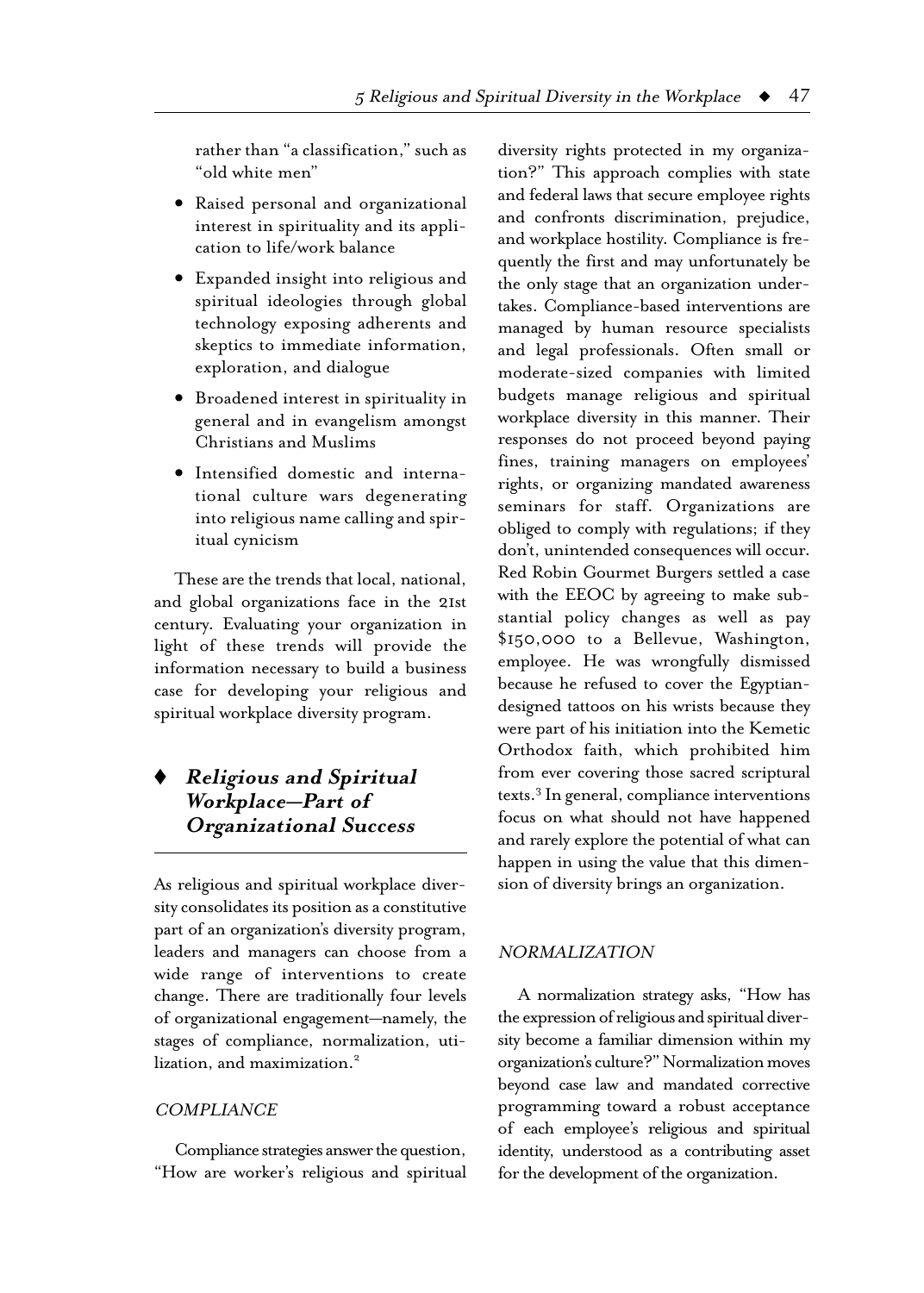rather than "a classification," such as "old white men"

- Raised personal and organizational interest in spirituality and its application to life/work balance
- Expanded insight into religious and spiritual ideologies through global technology exposing adherents and skeptics to immediate information, exploration, and dialogue
- Broadened interest in spirituality in general and in evangelism amongst Christians and Muslims
- Intensified domestic and international culture wars degenerating into religious name calling and spiritual cynicism

These are the trends that local, national, and global organizations face in the 21st century. Evaluating your organization in light of these trends will provide the information necessary to build a business case for developing your religious and spiritual workplace diversity program.

## ♦ *Religious and Spiritual Workplace—Part of Organizational Success*

As religious and spiritual workplace diversity consolidates its position as a constitutive part of an organization's diversity program, leaders and managers can choose from a wide range of interventions to create change. There are traditionally four levels of organizational engagement—namely, the stages of compliance, normalization, utilization, and maximization.[2]

### *COMPLIANCE*

Compliance strategies answer the question, "How are worker's religious and spiritual diversity rights protected in my organization?" This approach complies with state and federal laws that secure employee rights and confronts discrimination, prejudice, and workplace hostility. Compliance is frequently the first and may unfortunately be the only stage that an organization undertakes. Compliance-based interventions are managed by human resource specialists and legal professionals. Often small or moderate-sized companies with limited budgets manage religious and spiritual workplace diversity in this manner. Their responses do not proceed beyond paying fines, training managers on employees' rights, or organizing mandated awareness seminars for staff. Organizations are obliged to comply with regulations; if they don't, unintended consequences will occur. Red Robin Gourmet Burgers settled a case with the EEOC by agreeing to make substantial policy changes as well as pay $150,000 to a Bellevue, Washington, employee. He was wrongfully dismissed because he refused to cover the Egyptian-designed tattoos on his wrists because they were part of his initiation into the Kemetic Orthodox faith, which prohibited him from ever covering those sacred scriptural texts.[3] In general, compliance interventions focus on what should not have happened and rarely explore the potential of what can happen in using the value that this dimension of diversity brings an organization.

### *NORMALIZATION*

A normalization strategy asks, "How has the expression of religious and spiritual diversity become a familiar dimension within my organization's culture?" Normalization moves beyond case law and mandated corrective programming toward a robust acceptance of each employee's religious and spiritual identity, understood as a contributing asset for the development of the organization.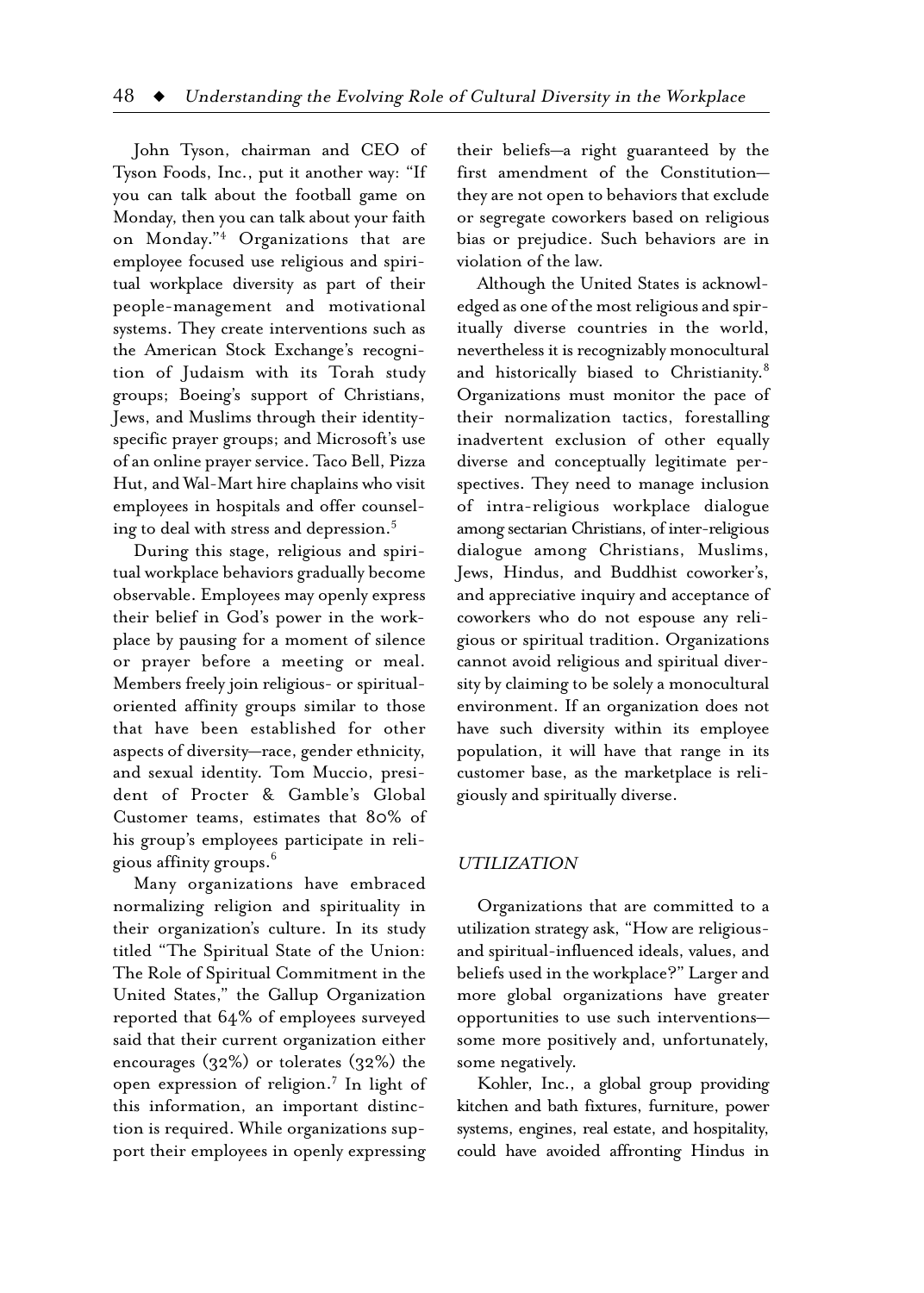John Tyson, chairman and CEO of Tyson Foods, Inc., put it another way: "If you can talk about the football game on Monday, then you can talk about your faith on Monday."[4] Organizations that are employee focused use religious and spiritual workplace diversity as part of their people-management and motivational systems. They create interventions such as the American Stock Exchange's recognition of Judaism with its Torah study groups; Boeing's support of Christians, Jews, and Muslims through their identity-specific prayer groups; and Microsoft's use of an online prayer service. Taco Bell, Pizza Hut, and Wal-Mart hire chaplains who visit employees in hospitals and offer counseling to deal with stress and depression.[5]

During this stage, religious and spiritual workplace behaviors gradually become observable. Employees may openly express their belief in God's power in the workplace by pausing for a moment of silence or prayer before a meeting or meal. Members freely join religious- or spiritual-oriented affinity groups similar to those that have been established for other aspects of diversity—race, gender ethnicity, and sexual identity. Tom Muccio, president of Procter & Gamble's Global Customer teams, estimates that 80% of his group's employees participate in religious affinity groups.[6]

Many organizations have embraced normalizing religion and spirituality in their organization's culture. In its study titled "The Spiritual State of the Union: The Role of Spiritual Commitment in the United States," the Gallup Organization reported that 64% of employees surveyed said that their current organization either encourages (32%) or tolerates (32%) the open expression of religion.[7] In light of this information, an important distinction is required. While organizations support their employees in openly expressing their beliefs—a right guaranteed by the first amendment of the Constitution—they are not open to behaviors that exclude or segregate coworkers based on religious bias or prejudice. Such behaviors are in violation of the law.

Although the United States is acknowledged as one of the most religious and spiritually diverse countries in the world, nevertheless it is recognizably monocultural and historically biased to Christianity.[8] Organizations must monitor the pace of their normalization tactics, forestalling inadvertent exclusion of other equally diverse and conceptually legitimate perspectives. They need to manage inclusion of intra-religious workplace dialogue among sectarian Christians, of inter-religious dialogue among Christians, Muslims, Jews, Hindus, and Buddhist coworker's, and appreciative inquiry and acceptance of coworkers who do not espouse any religious or spiritual tradition. Organizations cannot avoid religious and spiritual diversity by claiming to be solely a monocultural environment. If an organization does not have such diversity within its employee population, it will have that range in its customer base, as the marketplace is religiously and spiritually diverse.

### *UTILIZATION*

Organizations that are committed to a utilization strategy ask, "How are religious- and spiritual-influenced ideals, values, and beliefs used in the workplace?" Larger and more global organizations have greater opportunities to use such interventions—some more positively and, unfortunately, some negatively.

Kohler, Inc., a global group providing kitchen and bath fixtures, furniture, power systems, engines, real estate, and hospitality, could have avoided affronting Hindus in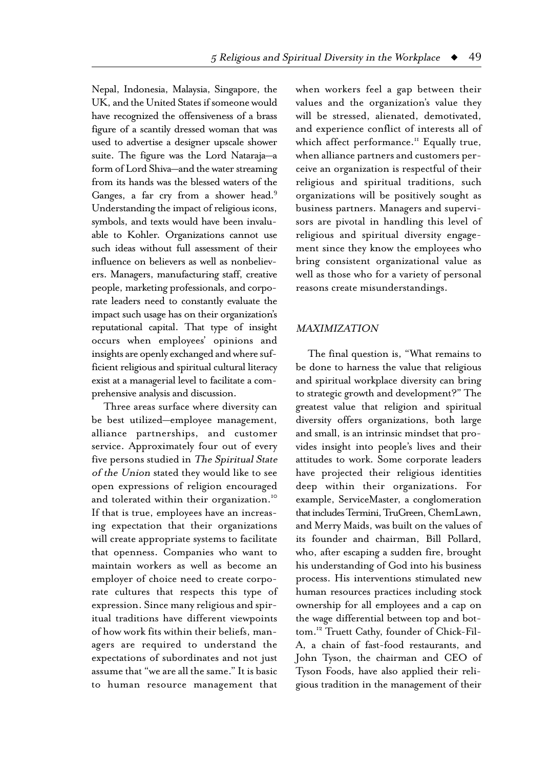Nepal, Indonesia, Malaysia, Singapore, the UK, and the United States if someone would have recognized the offensiveness of a brass figure of a scantily dressed woman that was used to advertise a designer upscale shower suite. The figure was the Lord Nataraja—a form of Lord Shiva—and the water streaming from its hands was the blessed waters of the Ganges, a far cry from a shower head.[9] Understanding the impact of religious icons, symbols, and texts would have been invaluable to Kohler. Organizations cannot use such ideas without full assessment of their influence on believers as well as nonbelievers. Managers, manufacturing staff, creative people, marketing professionals, and corporate leaders need to constantly evaluate the impact such usage has on their organization's reputational capital. That type of insight occurs when employees' opinions and insights are openly exchanged and where sufficient religious and spiritual cultural literacy exist at a managerial level to facilitate a comprehensive analysis and discussion.

Three areas surface where diversity can be best utilized—employee management, alliance partnerships, and customer service. Approximately four out of every five persons studied in *The Spiritual State of the Union* stated they would like to see open expressions of religion encouraged and tolerated within their organization.[10] If that is true, employees have an increasing expectation that their organizations will create appropriate systems to facilitate that openness. Companies who want to maintain workers as well as become an employer of choice need to create corporate cultures that respects this type of expression. Since many religious and spiritual traditions have different viewpoints of how work fits within their beliefs, managers are required to understand the expectations of subordinates and not just assume that "we are all the same." It is basic to human resource management that when workers feel a gap between their values and the organization's value they will be stressed, alienated, demotivated, and experience conflict of interests all of which affect performance.[11] Equally true, when alliance partners and customers perceive an organization is respectful of their religious and spiritual traditions, such organizations will be positively sought as business partners. Managers and supervisors are pivotal in handling this level of religious and spiritual diversity engagement since they know the employees who bring consistent organizational value as well as those who for a variety of personal reasons create misunderstandings.

## MAXIMIZATION

The final question is, "What remains to be done to harness the value that religious and spiritual workplace diversity can bring to strategic growth and development?" The greatest value that religion and spiritual diversity offers organizations, both large and small, is an intrinsic mindset that provides insight into people's lives and their attitudes to work. Some corporate leaders have projected their religious identities deep within their organizations. For example, ServiceMaster, a conglomeration that includes Termini, TruGreen, ChemLawn, and Merry Maids, was built on the values of its founder and chairman, Bill Pollard, who, after escaping a sudden fire, brought his understanding of God into his business process. His interventions stimulated new human resources practices including stock ownership for all employees and a cap on the wage differential between top and bottom.[12] Truett Cathy, founder of Chick-Fil-A, a chain of fast-food restaurants, and John Tyson, the chairman and CEO of Tyson Foods, have also applied their religious tradition in the management of their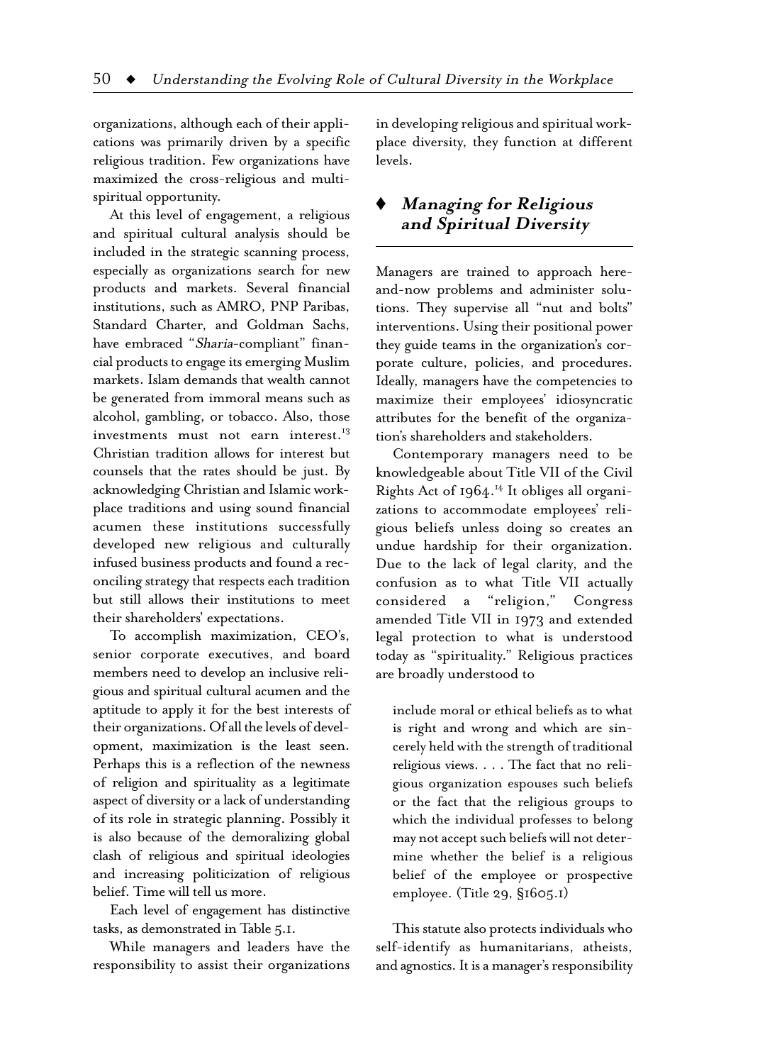organizations, although each of their applications was primarily driven by a specific religious tradition. Few organizations have maximized the cross-religious and multispiritual opportunity.

At this level of engagement, a religious and spiritual cultural analysis should be included in the strategic scanning process, especially as organizations search for new products and markets. Several financial institutions, such as AMRO, PNP Paribas, Standard Charter, and Goldman Sachs, have embraced "*Sharia*-compliant" financial products to engage its emerging Muslim markets. Islam demands that wealth cannot be generated from immoral means such as alcohol, gambling, or tobacco. Also, those investments must not earn interest.[13] Christian tradition allows for interest but counsels that the rates should be just. By acknowledging Christian and Islamic workplace traditions and using sound financial acumen these institutions successfully developed new religious and culturally infused business products and found a reconciling strategy that respects each tradition but still allows their institutions to meet their shareholders' expectations.

To accomplish maximization, CEO's, senior corporate executives, and board members need to develop an inclusive religious and spiritual cultural acumen and the aptitude to apply it for the best interests of their organizations. Of all the levels of development, maximization is the least seen. Perhaps this is a reflection of the newness of religion and spirituality as a legitimate aspect of diversity or a lack of understanding of its role in strategic planning. Possibly it is also because of the demoralizing global clash of religious and spiritual ideologies and increasing politicization of religious belief. Time will tell us more.

Each level of engagement has distinctive tasks, as demonstrated in Table 5.1.

While managers and leaders have the responsibility to assist their organizations in developing religious and spiritual workplace diversity, they function at different levels.

## ♦ *Managing for Religious and Spiritual Diversity*

Managers are trained to approach here-and-now problems and administer solutions. They supervise all "nut and bolts" interventions. Using their positional power they guide teams in the organization's corporate culture, policies, and procedures. Ideally, managers have the competencies to maximize their employees' idiosyncratic attributes for the benefit of the organization's shareholders and stakeholders.

Contemporary managers need to be knowledgeable about Title VII of the Civil Rights Act of 1964.[14] It obliges all organizations to accommodate employees' religious beliefs unless doing so creates an undue hardship for their organization. Due to the lack of legal clarity, and the confusion as to what Title VII actually considered a "religion," Congress amended Title VII in 1973 and extended legal protection to what is understood today as "spirituality." Religious practices are broadly understood to

> include moral or ethical beliefs as to what is right and wrong and which are sincerely held with the strength of traditional religious views. . . . The fact that no religious organization espouses such beliefs or the fact that the religious groups to which the individual professes to belong may not accept such beliefs will not determine whether the belief is a religious belief of the employee or prospective employee. (Title 29, §1605.1)

This statute also protects individuals who self-identify as humanitarians, atheists, and agnostics. It is a manager's responsibility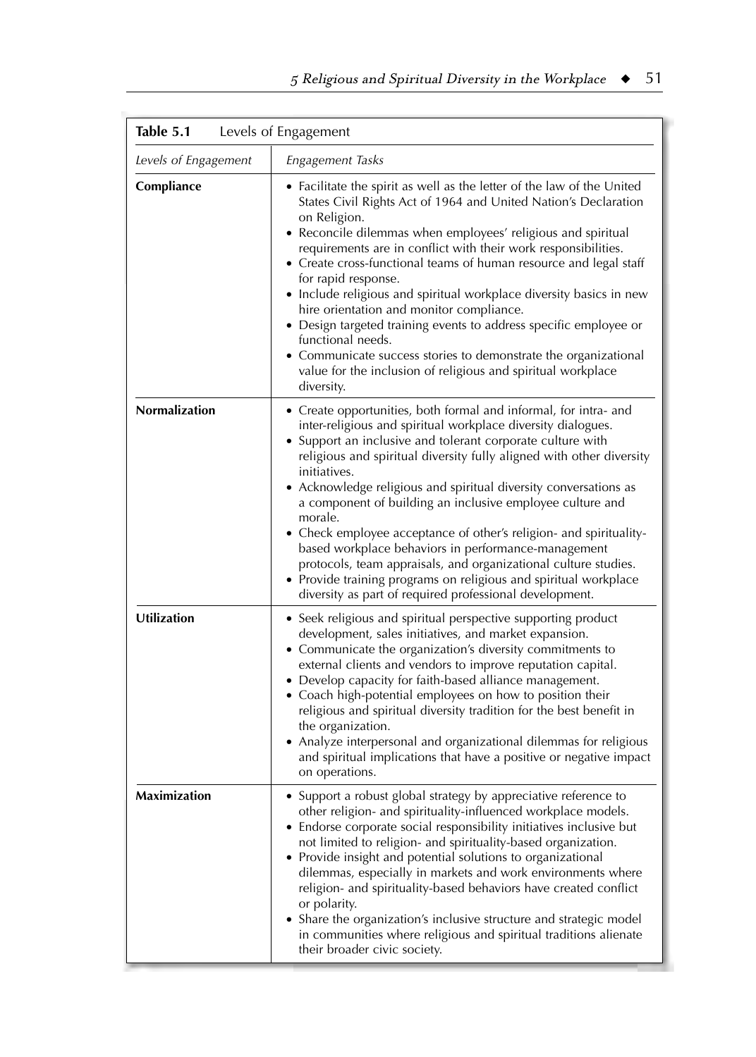**Table 5.1** Levels of Engagement

| *Levels of Engagement* | *Engagement Tasks* |
|---|---|
| **Compliance** | • Facilitate the spirit as well as the letter of the law of the United States Civil Rights Act of 1964 and United Nation's Declaration on Religion.<br>• Reconcile dilemmas when employees' religious and spiritual requirements are in conflict with their work responsibilities.<br>• Create cross-functional teams of human resource and legal staff for rapid response.<br>• Include religious and spiritual workplace diversity basics in new hire orientation and monitor compliance.<br>• Design targeted training events to address specific employee or functional needs.<br>• Communicate success stories to demonstrate the organizational value for the inclusion of religious and spiritual workplace diversity. |
| **Normalization** | • Create opportunities, both formal and informal, for intra- and inter-religious and spiritual workplace diversity dialogues.<br>• Support an inclusive and tolerant corporate culture with religious and spiritual diversity fully aligned with other diversity initiatives.<br>• Acknowledge religious and spiritual diversity conversations as a component of building an inclusive employee culture and morale.<br>• Check employee acceptance of other's religion- and spirituality-based workplace behaviors in performance-management protocols, team appraisals, and organizational culture studies.<br>• Provide training programs on religious and spiritual workplace diversity as part of required professional development. |
| **Utilization** | • Seek religious and spiritual perspective supporting product development, sales initiatives, and market expansion.<br>• Communicate the organization's diversity commitments to external clients and vendors to improve reputation capital.<br>• Develop capacity for faith-based alliance management.<br>• Coach high-potential employees on how to position their religious and spiritual diversity tradition for the best benefit in the organization.<br>• Analyze interpersonal and organizational dilemmas for religious and spiritual implications that have a positive or negative impact on operations. |
| **Maximization** | • Support a robust global strategy by appreciative reference to other religion- and spirituality-influenced workplace models.<br>• Endorse corporate social responsibility initiatives inclusive but not limited to religion- and spirituality-based organization.<br>• Provide insight and potential solutions to organizational dilemmas, especially in markets and work environments where religion- and spirituality-based behaviors have created conflict or polarity.<br>• Share the organization's inclusive structure and strategic model in communities where religious and spiritual traditions alienate their broader civic society. |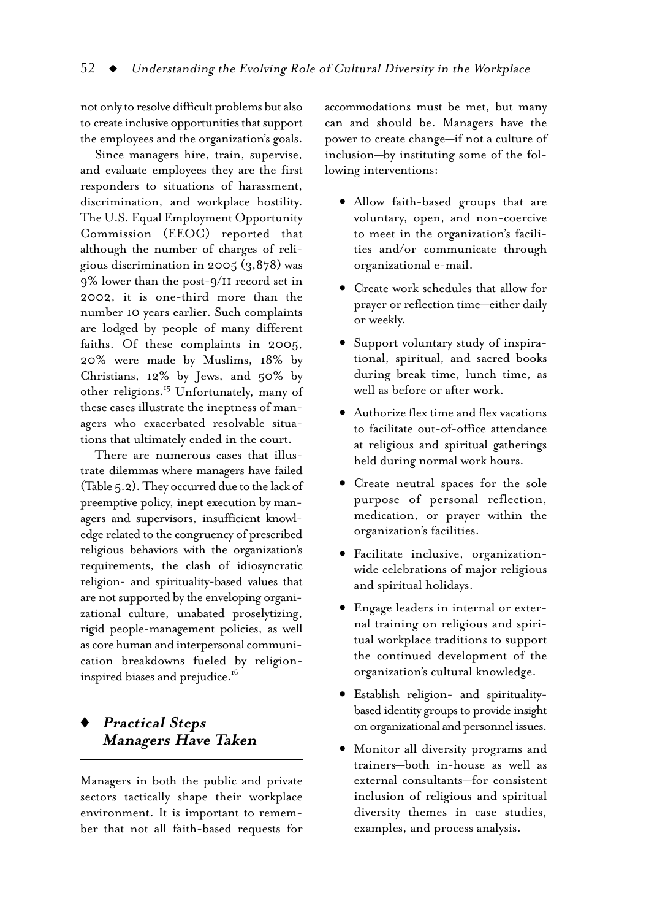not only to resolve difficult problems but also to create inclusive opportunities that support the employees and the organization's goals.

Since managers hire, train, supervise, and evaluate employees they are the first responders to situations of harassment, discrimination, and workplace hostility. The U.S. Equal Employment Opportunity Commission (EEOC) reported that although the number of charges of religious discrimination in 2005 (3,878) was 9% lower than the post-9/11 record set in 2002, it is one-third more than the number 10 years earlier. Such complaints are lodged by people of many different faiths. Of these complaints in 2005, 20% were made by Muslims, 18% by Christians, 12% by Jews, and 50% by other religions.[15] Unfortunately, many of these cases illustrate the ineptness of managers who exacerbated resolvable situations that ultimately ended in the court.

There are numerous cases that illustrate dilemmas where managers have failed (Table 5.2). They occurred due to the lack of preemptive policy, inept execution by managers and supervisors, insufficient knowledge related to the congruency of prescribed religious behaviors with the organization's requirements, the clash of idiosyncratic religion- and spirituality-based values that are not supported by the enveloping organizational culture, unabated proselytizing, rigid people-management policies, as well as core human and interpersonal communication breakdowns fueled by religion-inspired biases and prejudice.[16]

## ♦ *Practical Steps Managers Have Taken*

Managers in both the public and private sectors tactically shape their workplace environment. It is important to remember that not all faith-based requests for accommodations must be met, but many can and should be. Managers have the power to create change—if not a culture of inclusion—by instituting some of the following interventions:

- Allow faith-based groups that are voluntary, open, and non-coercive to meet in the organization's facilities and/or communicate through organizational e-mail.
- Create work schedules that allow for prayer or reflection time—either daily or weekly.
- Support voluntary study of inspirational, spiritual, and sacred books during break time, lunch time, as well as before or after work.
- Authorize flex time and flex vacations to facilitate out-of-office attendance at religious and spiritual gatherings held during normal work hours.
- Create neutral spaces for the sole purpose of personal reflection, medication, or prayer within the organization's facilities.
- Facilitate inclusive, organization-wide celebrations of major religious and spiritual holidays.
- Engage leaders in internal or external training on religious and spiritual workplace traditions to support the continued development of the organization's cultural knowledge.
- Establish religion- and spirituality-based identity groups to provide insight on organizational and personnel issues.
- Monitor all diversity programs and trainers—both in-house as well as external consultants—for consistent inclusion of religious and spiritual diversity themes in case studies, examples, and process analysis.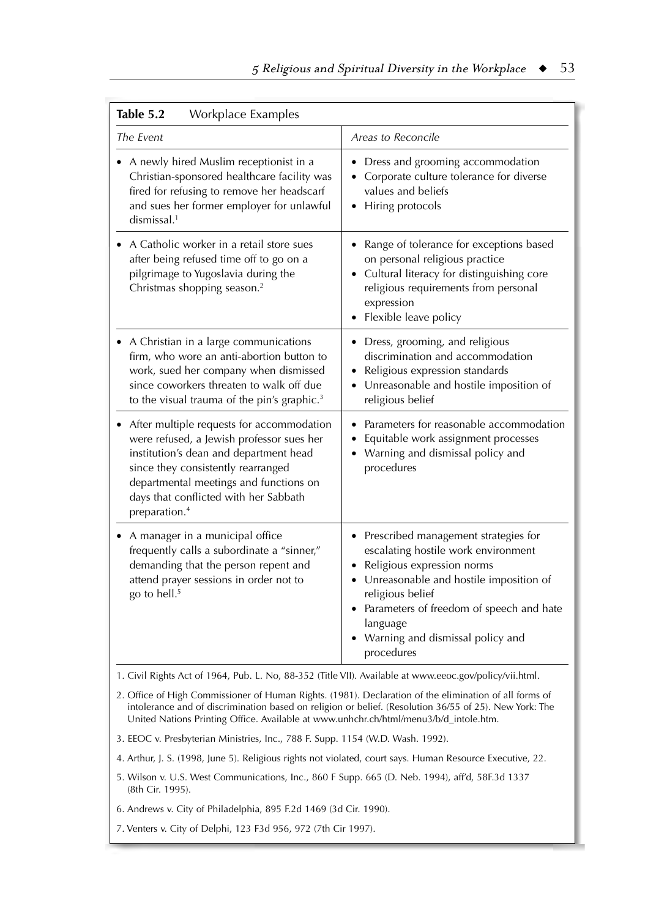**Table 5.2** Workplace Examples

| *The Event* | *Areas to Reconcile* |
|---|---|
| • A newly hired Muslim receptionist in a Christian-sponsored healthcare facility was fired for refusing to remove her headscarf and sues her former employer for unlawful dismissal.[1] | • Dress and grooming accommodation<br>• Corporate culture tolerance for diverse values and beliefs<br>• Hiring protocols |
| • A Catholic worker in a retail store sues after being refused time off to go on a pilgrimage to Yugoslavia during the Christmas shopping season.[2] | • Range of tolerance for exceptions based on personal religious practice<br>• Cultural literacy for distinguishing core religious requirements from personal expression<br>• Flexible leave policy |
| • A Christian in a large communications firm, who wore an anti-abortion button to work, sued her company when dismissed since coworkers threaten to walk off due to the visual trauma of the pin's graphic.[3] | • Dress, grooming, and religious discrimination and accommodation<br>• Religious expression standards<br>• Unreasonable and hostile imposition of religious belief |
| • After multiple requests for accommodation were refused, a Jewish professor sues her institution's dean and department head since they consistently rearranged departmental meetings and functions on days that conflicted with her Sabbath preparation.[4] | • Parameters for reasonable accommodation<br>• Equitable work assignment processes<br>• Warning and dismissal policy and procedures |
| • A manager in a municipal office frequently calls a subordinate a "sinner," demanding that the person repent and attend prayer sessions in order not to go to hell.[5] | • Prescribed management strategies for escalating hostile work environment<br>• Religious expression norms<br>• Unreasonable and hostile imposition of religious belief<br>• Parameters of freedom of speech and hate language<br>• Warning and dismissal policy and procedures |

1. Civil Rights Act of 1964, Pub. L. No, 88-352 (Title VII). Available at www.eeoc.gov/policy/vii.html.

2. Office of High Commissioner of Human Rights. (1981). Declaration of the elimination of all forms of intolerance and of discrimination based on religion or belief. (Resolution 36/55 of 25). New York: The United Nations Printing Office. Available at www.unhchr.ch/html/menu3/b/d_intole.htm.

3. EEOC v. Presbyterian Ministries, Inc., 788 F. Supp. 1154 (W.D. Wash. 1992).

4. Arthur, J. S. (1998, June 5). Religious rights not violated, court says. Human Resource Executive, 22.

5. Wilson v. U.S. West Communications, Inc., 860 F Supp. 665 (D. Neb. 1994), aff'd, 58F.3d 1337 (8th Cir. 1995).

6. Andrews v. City of Philadelphia, 895 F.2d 1469 (3d Cir. 1990).

7. Venters v. City of Delphi, 123 F3d 956, 972 (7th Cir 1997).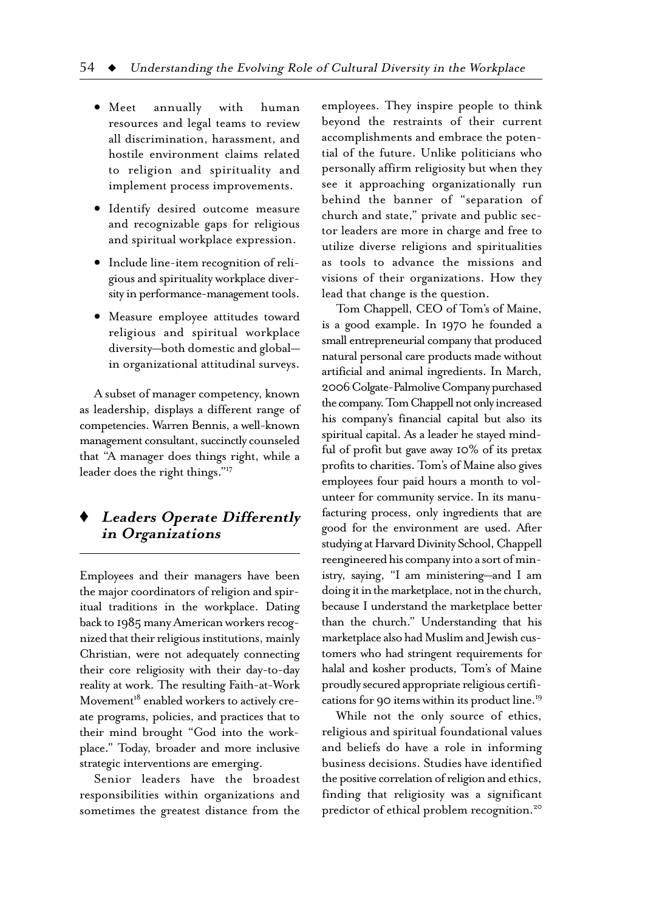- Meet annually with human resources and legal teams to review all discrimination, harassment, and hostile environment claims related to religion and spirituality and implement process improvements.
- Identify desired outcome measure and recognizable gaps for religious and spiritual workplace expression.
- Include line-item recognition of religious and spirituality workplace diversity in performance-management tools.
- Measure employee attitudes toward religious and spiritual workplace diversity—both domestic and global—in organizational attitudinal surveys.

A subset of manager competency, known as leadership, displays a different range of competencies. Warren Bennis, a well-known management consultant, succinctly counseled that "A manager does things right, while a leader does the right things."[17]

## *Leaders Operate Differently in Organizations*

Employees and their managers have been the major coordinators of religion and spiritual traditions in the workplace. Dating back to 1985 many American workers recognized that their religious institutions, mainly Christian, were not adequately connecting their core religiosity with their day-to-day reality at work. The resulting Faith-at-Work Movement[18] enabled workers to actively create programs, policies, and practices that to their mind brought "God into the workplace." Today, broader and more inclusive strategic interventions are emerging.

Senior leaders have the broadest responsibilities within organizations and sometimes the greatest distance from the employees. They inspire people to think beyond the restraints of their current accomplishments and embrace the potential of the future. Unlike politicians who personally affirm religiosity but when they see it approaching organizationally run behind the banner of "separation of church and state," private and public sector leaders are more in charge and free to utilize diverse religions and spiritualities as tools to advance the missions and visions of their organizations. How they lead that change is the question.

Tom Chappell, CEO of Tom's of Maine, is a good example. In 1970 he founded a small entrepreneurial company that produced natural personal care products made without artificial and animal ingredients. In March, 2006 Colgate-Palmolive Company purchased the company. Tom Chappell not only increased his company's financial capital but also its spiritual capital. As a leader he stayed mindful of profit but gave away 10% of its pretax profits to charities. Tom's of Maine also gives employees four paid hours a month to volunteer for community service. In its manufacturing process, only ingredients that are good for the environment are used. After studying at Harvard Divinity School, Chappell reengineered his company into a sort of ministry, saying, "I am ministering—and I am doing it in the marketplace, not in the church, because I understand the marketplace better than the church." Understanding that his marketplace also had Muslim and Jewish customers who had stringent requirements for halal and kosher products, Tom's of Maine proudly secured appropriate religious certifications for 90 items within its product line.[19]

While not the only source of ethics, religious and spiritual foundational values and beliefs do have a role in informing business decisions. Studies have identified the positive correlation of religion and ethics, finding that religiosity was a significant predictor of ethical problem recognition.[20]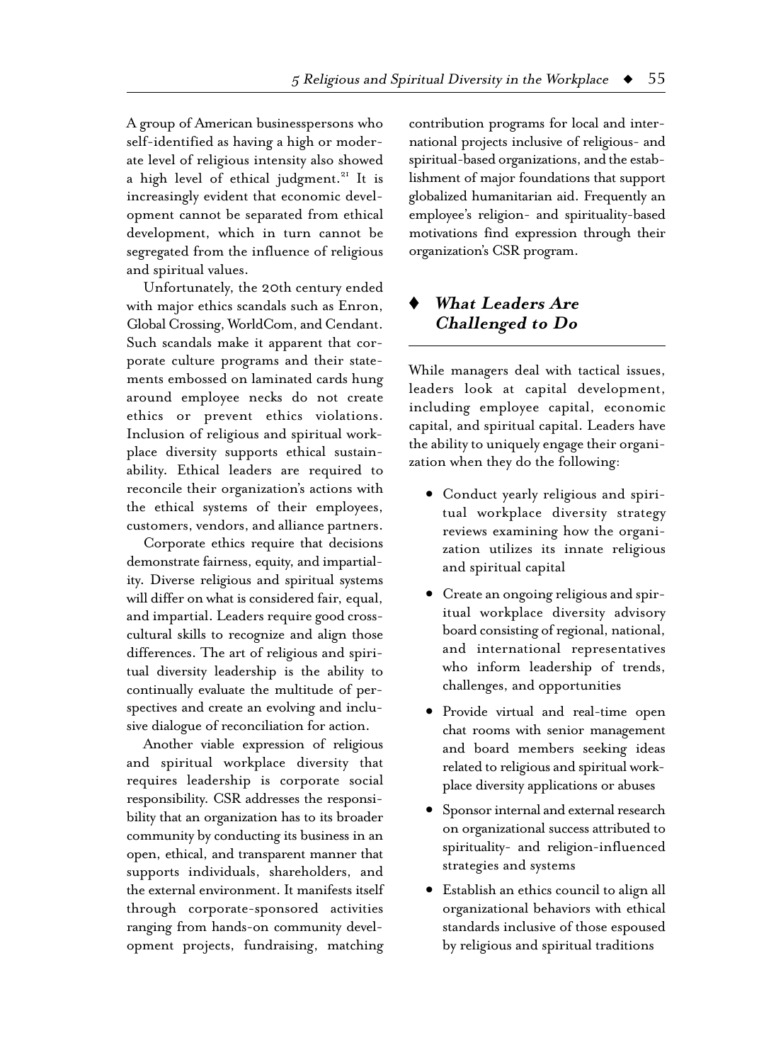A group of American businesspersons who self-identified as having a high or moderate level of religious intensity also showed a high level of ethical judgment.[21] It is increasingly evident that economic development cannot be separated from ethical development, which in turn cannot be segregated from the influence of religious and spiritual values.

Unfortunately, the 20th century ended with major ethics scandals such as Enron, Global Crossing, WorldCom, and Cendant. Such scandals make it apparent that corporate culture programs and their statements embossed on laminated cards hung around employee necks do not create ethics or prevent ethics violations. Inclusion of religious and spiritual workplace diversity supports ethical sustainability. Ethical leaders are required to reconcile their organization's actions with the ethical systems of their employees, customers, vendors, and alliance partners.

Corporate ethics require that decisions demonstrate fairness, equity, and impartiality. Diverse religious and spiritual systems will differ on what is considered fair, equal, and impartial. Leaders require good cross-cultural skills to recognize and align those differences. The art of religious and spiritual diversity leadership is the ability to continually evaluate the multitude of perspectives and create an evolving and inclusive dialogue of reconciliation for action.

Another viable expression of religious and spiritual workplace diversity that requires leadership is corporate social responsibility. CSR addresses the responsibility that an organization has to its broader community by conducting its business in an open, ethical, and transparent manner that supports individuals, shareholders, and the external environment. It manifests itself through corporate-sponsored activities ranging from hands-on community development projects, fundraising, matching contribution programs for local and international projects inclusive of religious- and spiritual-based organizations, and the establishment of major foundations that support globalized humanitarian aid. Frequently an employee's religion- and spirituality-based motivations find expression through their organization's CSR program.

## ♦ *What Leaders Are Challenged to Do*

While managers deal with tactical issues, leaders look at capital development, including employee capital, economic capital, and spiritual capital. Leaders have the ability to uniquely engage their organization when they do the following:

- Conduct yearly religious and spiritual workplace diversity strategy reviews examining how the organization utilizes its innate religious and spiritual capital
- Create an ongoing religious and spiritual workplace diversity advisory board consisting of regional, national, and international representatives who inform leadership of trends, challenges, and opportunities
- Provide virtual and real-time open chat rooms with senior management and board members seeking ideas related to religious and spiritual workplace diversity applications or abuses
- Sponsor internal and external research on organizational success attributed to spirituality- and religion-influenced strategies and systems
- Establish an ethics council to align all organizational behaviors with ethical standards inclusive of those espoused by religious and spiritual traditions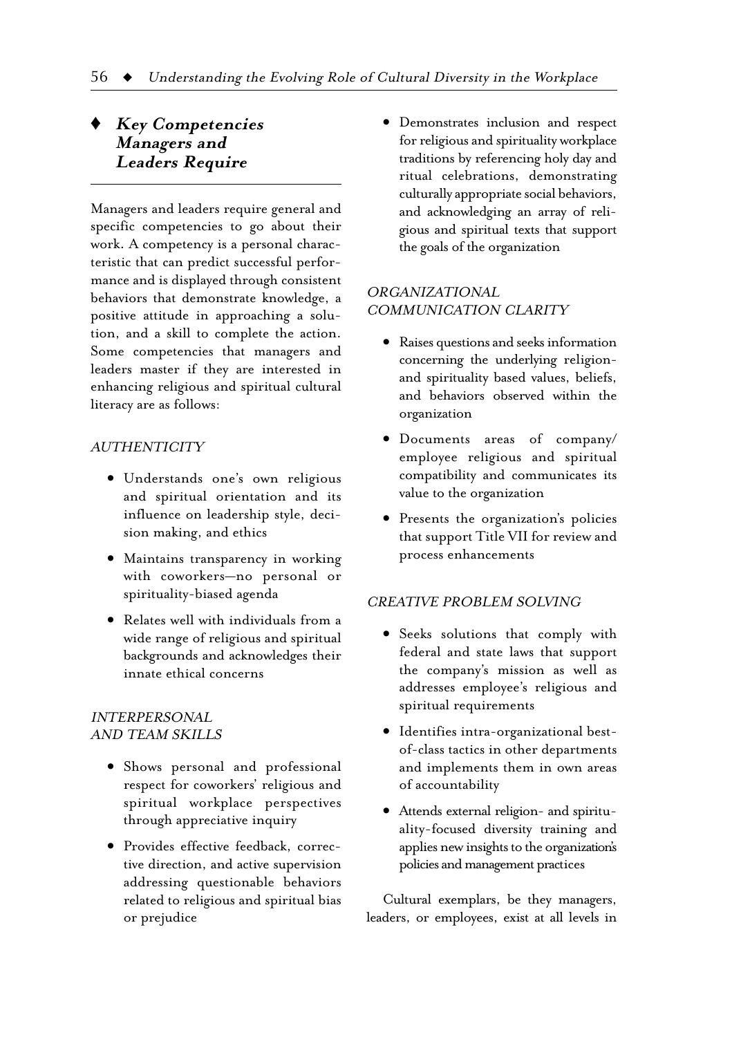## ♦ *Key Competencies Managers and Leaders Require*

Managers and leaders require general and specific competencies to go about their work. A competency is a personal characteristic that can predict successful performance and is displayed through consistent behaviors that demonstrate knowledge, a positive attitude in approaching a solution, and a skill to complete the action. Some competencies that managers and leaders master if they are interested in enhancing religious and spiritual cultural literacy are as follows:

### *AUTHENTICITY*

- Understands one's own religious and spiritual orientation and its influence on leadership style, decision making, and ethics
- Maintains transparency in working with coworkers—no personal or spirituality-biased agenda
- Relates well with individuals from a wide range of religious and spiritual backgrounds and acknowledges their innate ethical concerns

### *INTERPERSONAL AND TEAM SKILLS*

- Shows personal and professional respect for coworkers' religious and spiritual workplace perspectives through appreciative inquiry
- Provides effective feedback, corrective direction, and active supervision addressing questionable behaviors related to religious and spiritual bias or prejudice
- Demonstrates inclusion and respect for religious and spirituality workplace traditions by referencing holy day and ritual celebrations, demonstrating culturally appropriate social behaviors, and acknowledging an array of religious and spiritual texts that support the goals of the organization

### *ORGANIZATIONAL COMMUNICATION CLARITY*

- Raises questions and seeks information concerning the underlying religion- and spirituality based values, beliefs, and behaviors observed within the organization
- Documents areas of company/employee religious and spiritual compatibility and communicates its value to the organization
- Presents the organization's policies that support Title VII for review and process enhancements

### *CREATIVE PROBLEM SOLVING*

- Seeks solutions that comply with federal and state laws that support the company's mission as well as addresses employee's religious and spiritual requirements
- Identifies intra-organizational best-of-class tactics in other departments and implements them in own areas of accountability
- Attends external religion- and spirituality-focused diversity training and applies new insights to the organization's policies and management practices

Cultural exemplars, be they managers, leaders, or employees, exist at all levels in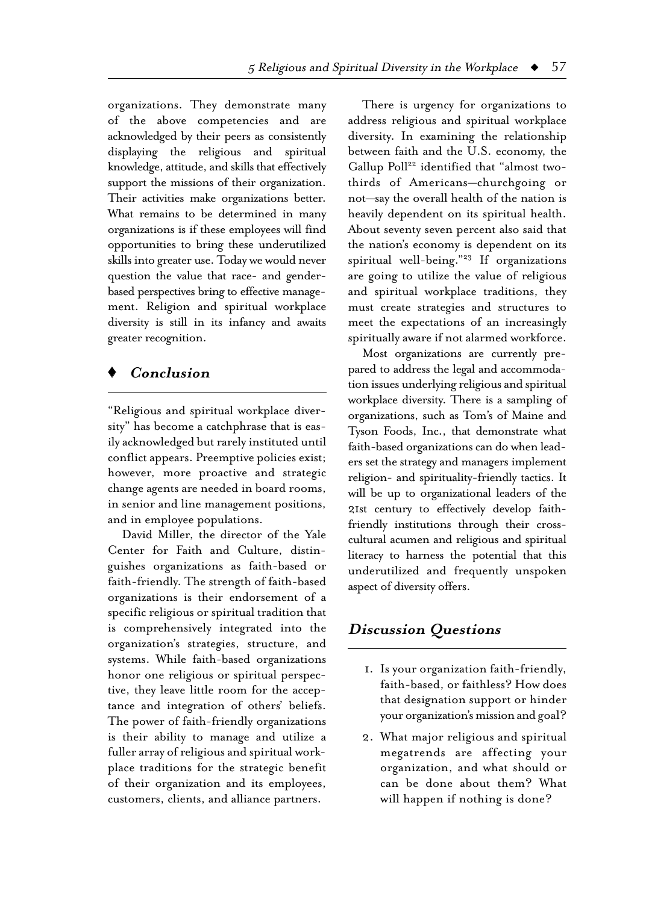organizations. They demonstrate many of the above competencies and are acknowledged by their peers as consistently displaying the religious and spiritual knowledge, attitude, and skills that effectively support the missions of their organization. Their activities make organizations better. What remains to be determined in many organizations is if these employees will find opportunities to bring these underutilized skills into greater use. Today we would never question the value that race- and gender-based perspectives bring to effective management. Religion and spiritual workplace diversity is still in its infancy and awaits greater recognition.

## *Conclusion*

"Religious and spiritual workplace diversity" has become a catchphrase that is easily acknowledged but rarely instituted until conflict appears. Preemptive policies exist; however, more proactive and strategic change agents are needed in board rooms, in senior and line management positions, and in employee populations.

David Miller, the director of the Yale Center for Faith and Culture, distinguishes organizations as faith-based or faith-friendly. The strength of faith-based organizations is their endorsement of a specific religious or spiritual tradition that is comprehensively integrated into the organization's strategies, structure, and systems. While faith-based organizations honor one religious or spiritual perspective, they leave little room for the acceptance and integration of others' beliefs. The power of faith-friendly organizations is their ability to manage and utilize a fuller array of religious and spiritual workplace traditions for the strategic benefit of their organization and its employees, customers, clients, and alliance partners.

There is urgency for organizations to address religious and spiritual workplace diversity. In examining the relationship between faith and the U.S. economy, the Gallup Poll[22] identified that "almost two-thirds of Americans—churchgoing or not—say the overall health of the nation is heavily dependent on its spiritual health. About seventy seven percent also said that the nation's economy is dependent on its spiritual well-being."[23] If organizations are going to utilize the value of religious and spiritual workplace traditions, they must create strategies and structures to meet the expectations of an increasingly spiritually aware if not alarmed workforce.

Most organizations are currently prepared to address the legal and accommodation issues underlying religious and spiritual workplace diversity. There is a sampling of organizations, such as Tom's of Maine and Tyson Foods, Inc., that demonstrate what faith-based organizations can do when leaders set the strategy and managers implement religion- and spirituality-friendly tactics. It will be up to organizational leaders of the 21st century to effectively develop faith-friendly institutions through their cross-cultural acumen and religious and spiritual literacy to harness the potential that this underutilized and frequently unspoken aspect of diversity offers.

## *Discussion Questions*

1. Is your organization faith-friendly, faith-based, or faithless? How does that designation support or hinder your organization's mission and goal?
2. What major religious and spiritual megatrends are affecting your organization, and what should or can be done about them? What will happen if nothing is done?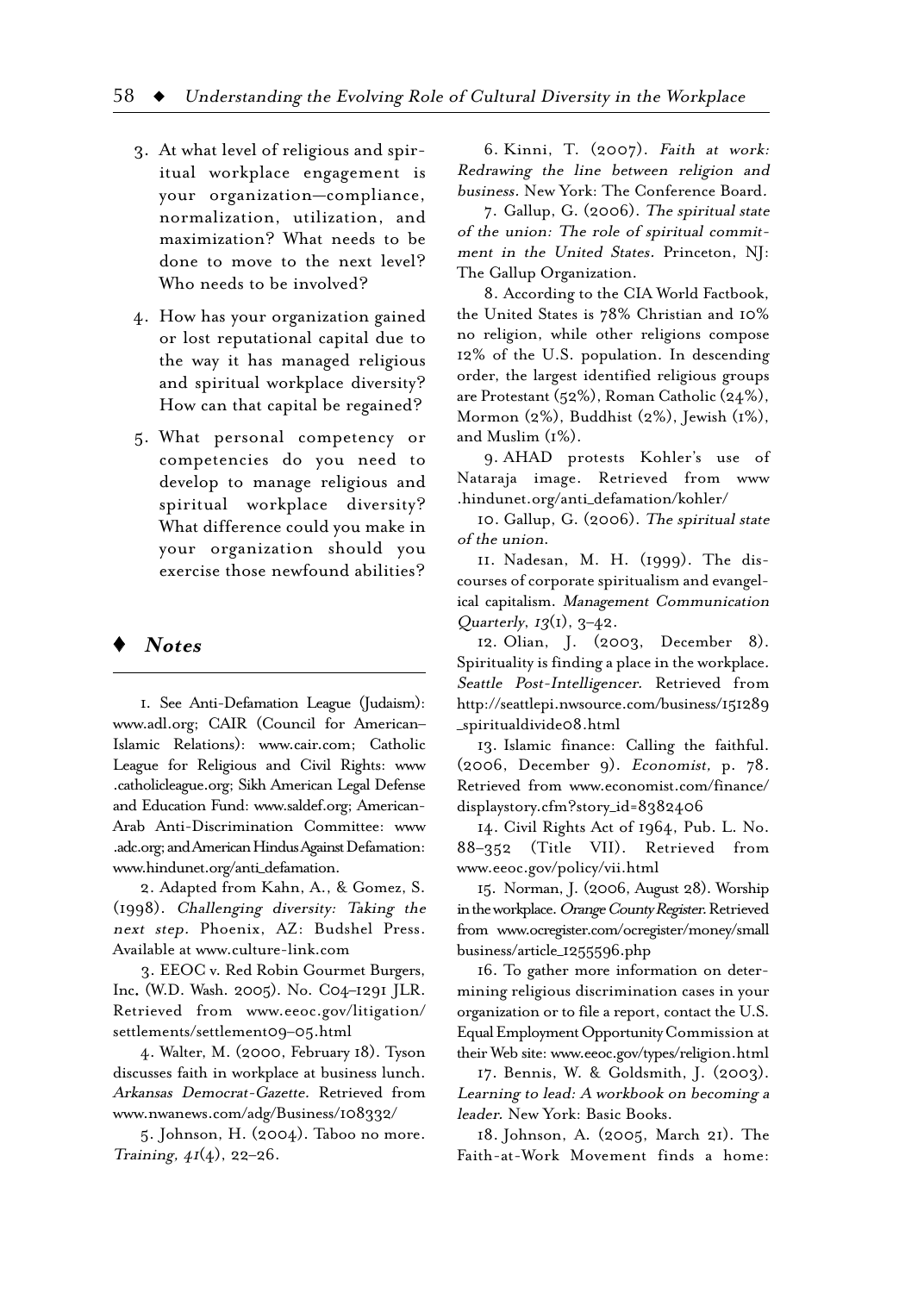3. At what level of religious and spiritual workplace engagement is your organization—compliance, normalization, utilization, and maximization? What needs to be done to move to the next level? Who needs to be involved?

4. How has your organization gained or lost reputational capital due to the way it has managed religious and spiritual workplace diversity? How can that capital be regained?

5. What personal competency or competencies do you need to develop to manage religious and spiritual workplace diversity? What difference could you make in your organization should you exercise those newfound abilities?

## ♦ *Notes*

1. See Anti-Defamation League (Judaism): www.adl.org; CAIR (Council for American–Islamic Relations): www.cair.com; Catholic League for Religious and Civil Rights: www.catholicleague.org; Sikh American Legal Defense and Education Fund: www.saldef.org; American-Arab Anti-Discrimination Committee: www.adc.org; and American Hindus Against Defamation: www.hindunet.org/anti_defamation.

2. Adapted from Kahn, A., & Gomez, S. (1998). *Challenging diversity: Taking the next step.* Phoenix, AZ: Budshel Press. Available at www.culture-link.com

3. EEOC v. Red Robin Gourmet Burgers, Inc. (W.D. Wash. 2005). No. C04–1291 JLR. Retrieved from www.eeoc.gov/litigation/settlements/settlement09–05.html

4. Walter, M. (2000, February 18). Tyson discusses faith in workplace at business lunch. *Arkansas Democrat-Gazette.* Retrieved from www.nwanews.com/adg/Business/108332/

5. Johnson, H. (2004). Taboo no more. *Training, 41*(4), 22–26.

6. Kinni, T. (2007). *Faith at work: Redrawing the line between religion and business.* New York: The Conference Board.

7. Gallup, G. (2006). *The spiritual state of the union: The role of spiritual commitment in the United States.* Princeton, NJ: The Gallup Organization.

8. According to the CIA World Factbook, the United States is 78% Christian and 10% no religion, while other religions compose 12% of the U.S. population. In descending order, the largest identified religious groups are Protestant (52%), Roman Catholic (24%), Mormon (2%), Buddhist (2%), Jewish (1%), and Muslim (1%).

9. AHAD protests Kohler's use of Nataraja image. Retrieved from www.hindunet.org/anti_defamation/kohler/

10. Gallup, G. (2006). *The spiritual state of the union.*

11. Nadesan, M. H. (1999). The discourses of corporate spiritualism and evangelical capitalism. *Management Communication Quarterly, 13*(1), 3–42.

12. Olian, J. (2003, December 8). Spirituality is finding a place in the workplace. *Seattle Post-Intelligencer.* Retrieved from http://seattlepi.nwsource.com/business/151289_spiritualdivide08.html

13. Islamic finance: Calling the faithful. (2006, December 9). *Economist,* p. 78. Retrieved from www.economist.com/finance/displaystory.cfm?story_id=8382406

14. Civil Rights Act of 1964, Pub. L. No. 88–352 (Title VII). Retrieved from www.eeoc.gov/policy/vii.html

15. Norman, J. (2006, August 28). Worship in the workplace. *Orange County Register.* Retrieved from www.ocregister.com/ocregister/money/smallbusiness/article_1255596.php

16. To gather more information on determining religious discrimination cases in your organization or to file a report, contact the U.S. Equal Employment Opportunity Commission at their Web site: www.eeoc.gov/types/religion.html

17. Bennis, W. & Goldsmith, J. (2003). *Learning to lead: A workbook on becoming a leader.* New York: Basic Books.

18. Johnson, A. (2005, March 21). The Faith-at-Work Movement finds a home: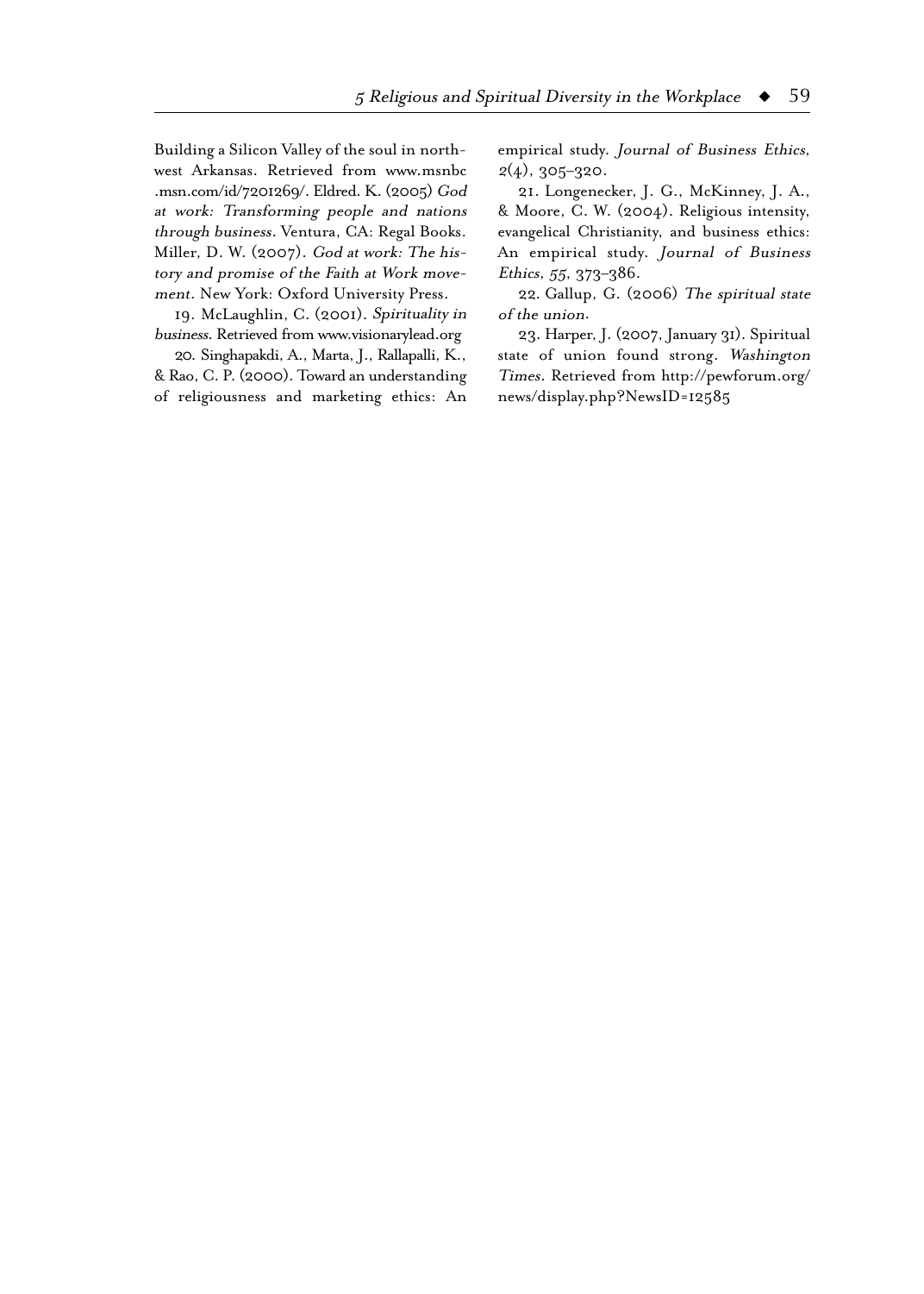Building a Silicon Valley of the soul in northwest Arkansas. Retrieved from www.msnbc.msn.com/id/7201269/. Eldred. K. (2005) *God at work: Transforming people and nations through business*. Ventura, CA: Regal Books. Miller, D. W. (2007). *God at work: The history and promise of the Faith at Work movement*. New York: Oxford University Press.

19. McLaughlin, C. (2001). *Spirituality in business*. Retrieved from www.visionarylead.org

20. Singhapakdi, A., Marta, J., Rallapalli, K., & Rao, C. P. (2000). Toward an understanding of religiousness and marketing ethics: An empirical study. *Journal of Business Ethics*, *2*(4), 305–320.

21. Longenecker, J. G., McKinney, J. A., & Moore, C. W. (2004). Religious intensity, evangelical Christianity, and business ethics: An empirical study. *Journal of Business Ethics, 55*, 373–386.

22. Gallup, G. (2006) *The spiritual state of the union*.

23. Harper, J. (2007, January 31). Spiritual state of union found strong. *Washington Times*. Retrieved from http://pewforum.org/news/display.php?NewsID=12585